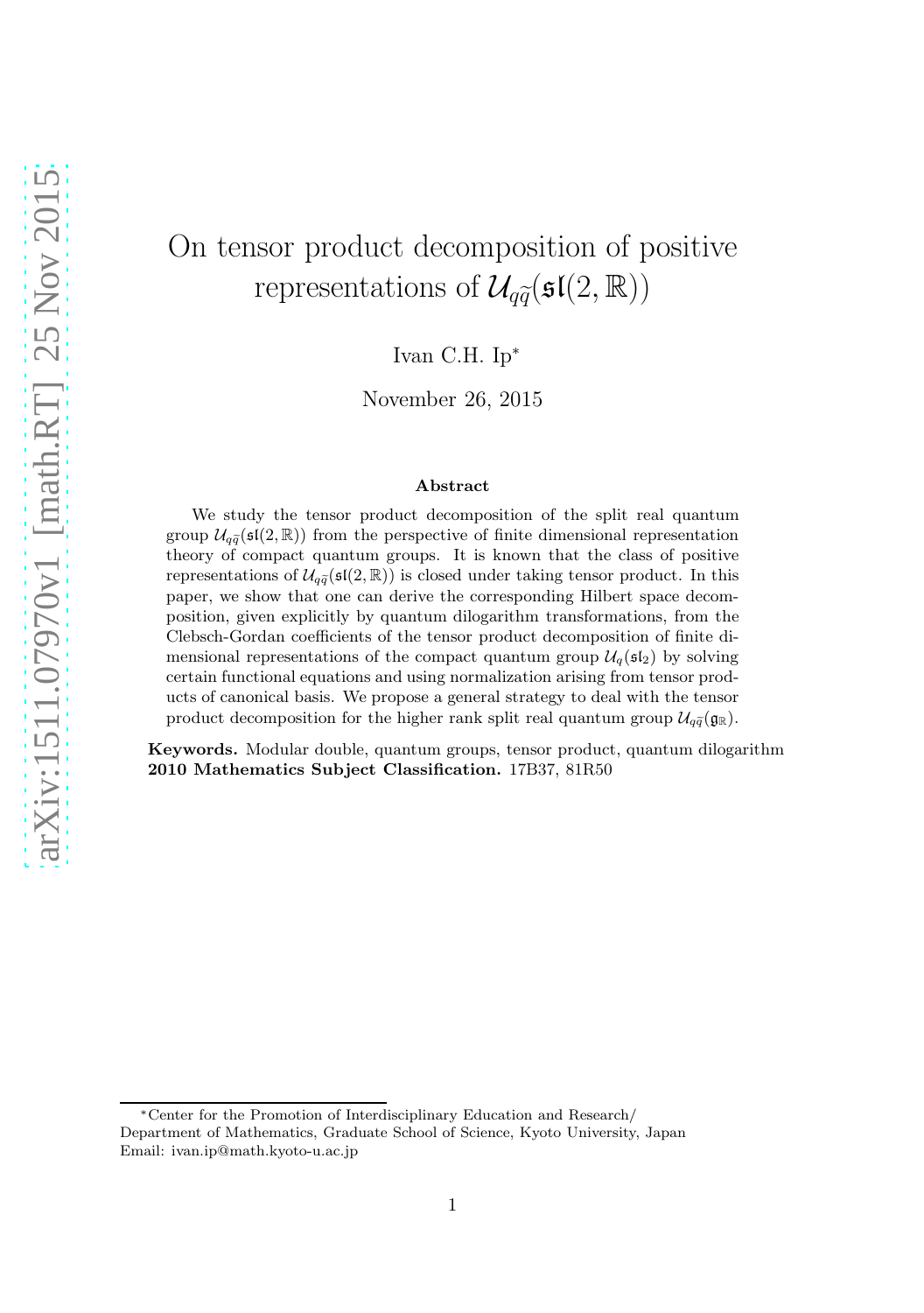# On tensor product decomposition of positive representations of $\mathcal{U}_{q\widetilde{q}}(\mathfrak{sl}(2,\mathbb{R}))$

Ivan C.H. Ip*

November 26, 2015

### Abstract

We study the tensor product decomposition of the split real quantum group $\mathcal{U}_{q\widetilde{q}}(\mathfrak{sl}(2,\mathbb{R}))$ from the perspective of finite dimensional representation theory of compact quantum groups. It is known that the class of positive representations of $\mathcal{U}_{q\widetilde{q}}(\mathfrak{sl}(2,\mathbb{R}))$ is closed under taking tensor product. In this paper, we show that one can derive the corresponding Hilbert space decomposition, given explicitly by quantum dilogarithm transformations, from the Clebsch-Gordan coefficients of the tensor product decomposition of finite dimensional representations of the compact quantum group $\mathcal{U}_q(\mathfrak{sl}_2)$ by solving certain functional equations and using normalization arising from tensor products of canonical basis. We propose a general strategy to deal with the tensor product decomposition for the higher rank split real quantum group $\mathcal{U}_{q\widetilde{q}}(\mathfrak{g}_{\mathbb{R}})$.

**Keywords.** Modular double, quantum groups, tensor product, quantum dilogarithm
**2010 Mathematics Subject Classification.** 17B37, 81R50

---

*Center for the Promotion of Interdisciplinary Education and Research/
Department of Mathematics, Graduate School of Science, Kyoto University, Japan
Email: ivan.ip@math.kyoto-u.ac.jp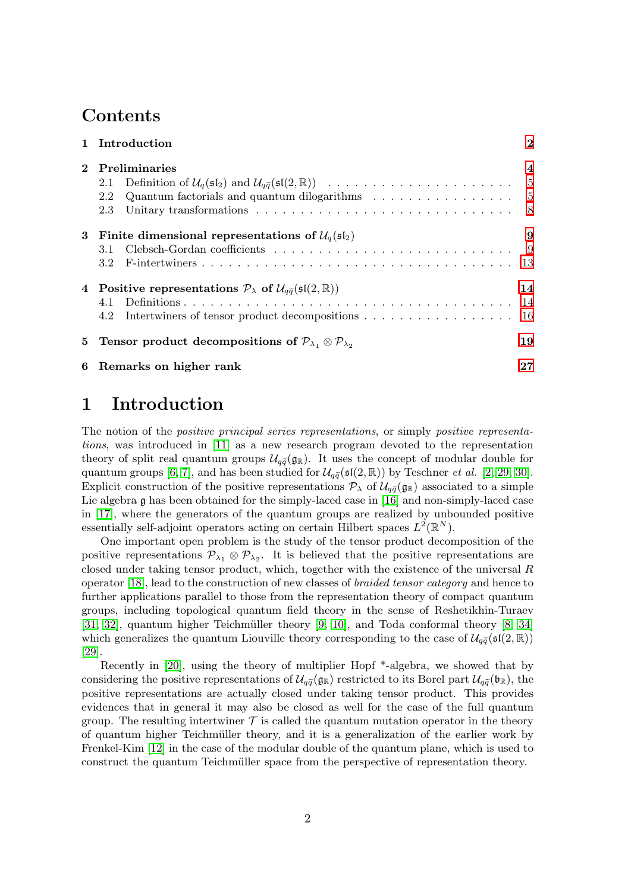# Contents

| | | |
|---|---|---|
| **1** | **Introduction** | **2** |
| **2** | **Preliminaries** | **4** |
| 2.1 | Definition of $\mathcal{U}_q(\mathfrak{sl}_2)$ and $\mathcal{U}_{q\tilde{q}}(\mathfrak{sl}(2,\mathbb{R}))$ | 5 |
| 2.2 | Quantum factorials and quantum dilogarithms | 5 |
| 2.3 | Unitary transformations | 8 |
| **3** | **Finite dimensional representations of $\mathcal{U}_q(\mathfrak{sl}_2)$** | **9** |
| 3.1 | Clebsch-Gordan coefficients | 9 |
| 3.2 | F-intertwiners | 13 |
| **4** | **Positive representations $\mathcal{P}_\lambda$ of $\mathcal{U}_{q\tilde{q}}(\mathfrak{sl}(2,\mathbb{R}))$** | **14** |
| 4.1 | Definitions | 14 |
| 4.2 | Intertwiners of tensor product decompositions | 16 |
| **5** | **Tensor product decompositions of $\mathcal{P}_{\lambda_1}\otimes\mathcal{P}_{\lambda_2}$** | **19** |
| **6** | **Remarks on higher rank** | **27** |

# 1 Introduction

The notion of the *positive principal series representations*, or simply *positive representations*, was introduced in [11] as a new research program devoted to the representation theory of split real quantum groups $\mathcal{U}_{q\tilde{q}}(\mathfrak{g}_\mathbb{R})$. It uses the concept of modular double for quantum groups [6, 7], and has been studied for $\mathcal{U}_{q\tilde{q}}(\mathfrak{sl}(2,\mathbb{R}))$ by Teschner *et al.* [2, 29, 30]. Explicit construction of the positive representations $\mathcal{P}_\lambda$ of $\mathcal{U}_{q\tilde{q}}(\mathfrak{g}_\mathbb{R})$ associated to a simple Lie algebra $\mathfrak{g}$ has been obtained for the simply-laced case in [16] and non-simply-laced case in [17], where the generators of the quantum groups are realized by unbounded positive essentially self-adjoint operators acting on certain Hilbert spaces $L^2(\mathbb{R}^N)$.

One important open problem is the study of the tensor product decomposition of the positive representations $\mathcal{P}_{\lambda_1}\otimes\mathcal{P}_{\lambda_2}$. It is believed that the positive representations are closed under taking tensor product, which, together with the existence of the universal $R$ operator [18], lead to the construction of new classes of *braided tensor category* and hence to further applications parallel to those from the representation theory of compact quantum groups, including topological quantum field theory in the sense of Reshetikhin-Turaev [31, 32], quantum higher Teichmüller theory [9, 10], and Toda conformal theory [8, 34] which generalizes the quantum Liouville theory corresponding to the case of $\mathcal{U}_{q\tilde{q}}(\mathfrak{sl}(2,\mathbb{R}))$ [29].

Recently in [20], using the theory of multiplier Hopf *-algebra, we showed that by considering the positive representations of $\mathcal{U}_{q\tilde{q}}(\mathfrak{g}_\mathbb{R})$ restricted to its Borel part $\mathcal{U}_{q\tilde{q}}(\mathfrak{b}_\mathbb{R})$, the positive representations are actually closed under taking tensor product. This provides evidences that in general it may also be closed as well for the case of the full quantum group. The resulting intertwiner $\mathcal{T}$ is called the quantum mutation operator in the theory of quantum higher Teichmüller theory, and it is a generalization of the earlier work by Frenkel-Kim [12] in the case of the modular double of the quantum plane, which is used to construct the quantum Teichmüller space from the perspective of representation theory.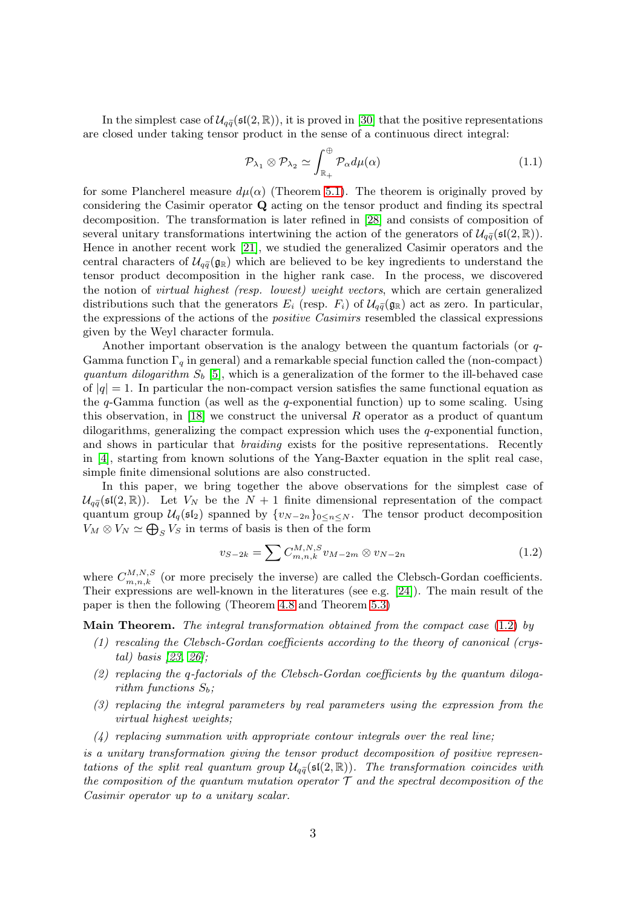In the simplest case of $\mathcal{U}_{q\widetilde{q}}(\mathfrak{sl}(2,\mathbb{R}))$, it is proved in [30] that the positive representations are closed under taking tensor product in the sense of a continuous direct integral:

$$\mathcal{P}_{\lambda_1}\otimes\mathcal{P}_{\lambda_2}\simeq\int_{\mathbb{R}_+}^{\oplus}\mathcal{P}_\alpha d\mu(\alpha) \tag{1.1}$$

for some Plancherel measure $d\mu(\alpha)$ (Theorem 5.1). The theorem is originally proved by considering the Casimir operator $\mathbf{Q}$ acting on the tensor product and finding its spectral decomposition. The transformation is later refined in [28] and consists of composition of several unitary transformations intertwining the action of the generators of $\mathcal{U}_{q\widetilde{q}}(\mathfrak{sl}(2,\mathbb{R}))$. Hence in another recent work [21], we studied the generalized Casimir operators and the central characters of $\mathcal{U}_{q\widetilde{q}}(\mathfrak{g}_\mathbb{R})$ which are believed to be key ingredients to understand the tensor product decomposition in the higher rank case. In the process, we discovered the notion of *virtual highest (resp. lowest) weight vectors*, which are certain generalized distributions such that the generators $E_i$ (resp. $F_i$) of $\mathcal{U}_{q\widetilde{q}}(\mathfrak{g}_\mathbb{R})$ act as zero. In particular, the expressions of the actions of the *positive Casimirs* resembled the classical expressions given by the Weyl character formula.

Another important observation is the analogy between the quantum factorials (or $q$-Gamma function $\Gamma_q$ in general) and a remarkable special function called the (non-compact) *quantum dilogarithm* $S_b$ [5], which is a generalization of the former to the ill-behaved case of $|q|=1$. In particular the non-compact version satisfies the same functional equation as the $q$-Gamma function (as well as the $q$-exponential function) up to some scaling. Using this observation, in [18] we construct the universal $R$ operator as a product of quantum dilogarithms, generalizing the compact expression which uses the $q$-exponential function, and shows in particular that *braiding* exists for the positive representations. Recently in [4], starting from known solutions of the Yang-Baxter equation in the split real case, simple finite dimensional solutions are also constructed.

In this paper, we bring together the above observations for the simplest case of $\mathcal{U}_{q\widetilde{q}}(\mathfrak{sl}(2,\mathbb{R}))$. Let $V_N$ be the $N+1$ finite dimensional representation of the compact quantum group $\mathcal{U}_q(\mathfrak{sl}_2)$ spanned by $\{v_{N-2n}\}_{0\leq n\leq N}$. The tensor product decomposition $V_M\otimes V_N\simeq\bigoplus_S V_S$ in terms of basis is then of the form

$$v_{S-2k}=\sum C_{m,n,k}^{M,N,S}v_{M-2m}\otimes v_{N-2n} \tag{1.2}$$

where $C_{m,n,k}^{M,N,S}$ (or more precisely the inverse) are called the Clebsch-Gordan coefficients. Their expressions are well-known in the literatures (see e.g. [24]). The main result of the paper is then the following (Theorem 4.8 and Theorem 5.3)

**Main Theorem.** *The integral transformation obtained from the compact case (1.2) by*

*(1) rescaling the Clebsch-Gordan coefficients according to the theory of canonical (crystal) basis [23, 26];*

*(2) replacing the $q$-factorials of the Clebsch-Gordan coefficients by the quantum dilogarithm functions $S_b$;*

*(3) replacing the integral parameters by real parameters using the expression from the virtual highest weights;*

*(4) replacing summation with appropriate contour integrals over the real line;*

*is a unitary transformation giving the tensor product decomposition of positive representations of the split real quantum group $\mathcal{U}_{q\widetilde{q}}(\mathfrak{sl}(2,\mathbb{R}))$. The transformation coincides with the composition of the quantum mutation operator $\mathcal{T}$ and the spectral decomposition of the Casimir operator up to a unitary scalar.*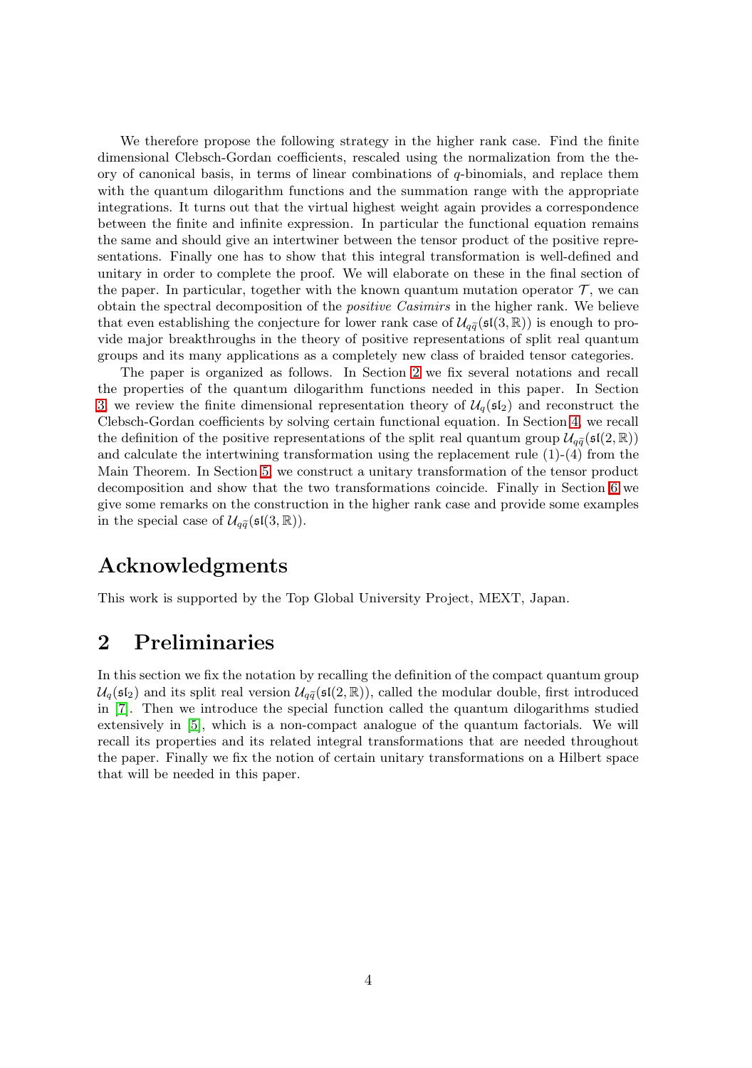We therefore propose the following strategy in the higher rank case. Find the finite dimensional Clebsch-Gordan coefficients, rescaled using the normalization from the theory of canonical basis, in terms of linear combinations of $q$-binomials, and replace them with the quantum dilogarithm functions and the summation range with the appropriate integrations. It turns out that the virtual highest weight again provides a correspondence between the finite and infinite expression. In particular the functional equation remains the same and should give an intertwiner between the tensor product of the positive representations. Finally one has to show that this integral transformation is well-defined and unitary in order to complete the proof. We will elaborate on these in the final section of the paper. In particular, together with the known quantum mutation operator $\mathcal{T}$, we can obtain the spectral decomposition of the *positive Casimirs* in the higher rank. We believe that even establishing the conjecture for lower rank case of $\mathcal{U}_{q\widetilde{q}}(\mathfrak{sl}(3,\mathbb{R}))$ is enough to provide major breakthroughs in the theory of positive representations of split real quantum groups and its many applications as a completely new class of braided tensor categories.

The paper is organized as follows. In Section 2 we fix several notations and recall the properties of the quantum dilogarithm functions needed in this paper. In Section 3 we review the finite dimensional representation theory of $\mathcal{U}_q(\mathfrak{sl}_2)$ and reconstruct the Clebsch-Gordan coefficients by solving certain functional equation. In Section 4, we recall the definition of the positive representations of the split real quantum group $\mathcal{U}_{q\widetilde{q}}(\mathfrak{sl}(2,\mathbb{R}))$ and calculate the intertwining transformation using the replacement rule (1)-(4) from the Main Theorem. In Section 5, we construct a unitary transformation of the tensor product decomposition and show that the two transformations coincide. Finally in Section 6 we give some remarks on the construction in the higher rank case and provide some examples in the special case of $\mathcal{U}_{q\widetilde{q}}(\mathfrak{sl}(3,\mathbb{R}))$.

## Acknowledgments

This work is supported by the Top Global University Project, MEXT, Japan.

# 2 Preliminaries

In this section we fix the notation by recalling the definition of the compact quantum group $\mathcal{U}_q(\mathfrak{sl}_2)$ and its split real version $\mathcal{U}_{q\widetilde{q}}(\mathfrak{sl}(2,\mathbb{R}))$, called the modular double, first introduced in [7]. Then we introduce the special function called the quantum dilogarithms studied extensively in [5], which is a non-compact analogue of the quantum factorials. We will recall its properties and its related integral transformations that are needed throughout the paper. Finally we fix the notion of certain unitary transformations on a Hilbert space that will be needed in this paper.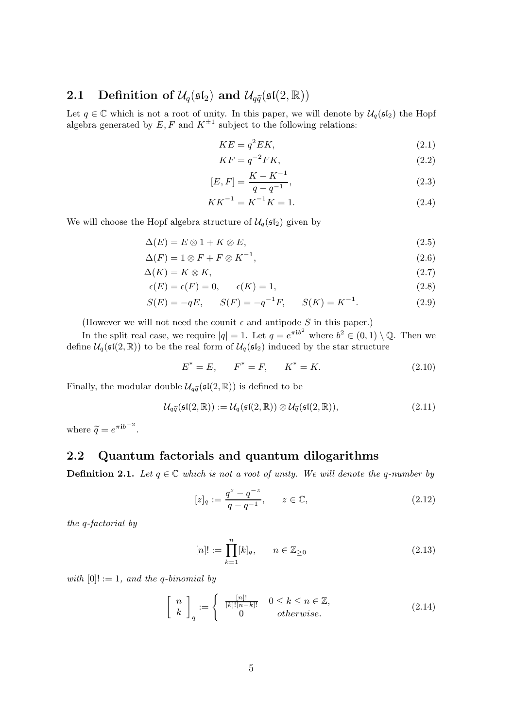## 2.1 Definition of $\mathcal{U}_q(\mathfrak{sl}_2)$ and $\mathcal{U}_{q\widetilde{q}}(\mathfrak{sl}(2,\mathbb{R}))$

Let $q \in \mathbb{C}$ which is not a root of unity. In this paper, we will denote by $\mathcal{U}_q(\mathfrak{sl}_2)$ the Hopf algebra generated by $E, F$ and $K^{\pm 1}$ subject to the following relations:

$$KE = q^2 EK, \tag{2.1}$$

$$KF = q^{-2} FK, \tag{2.2}$$

$$[E, F] = \frac{K - K^{-1}}{q - q^{-1}}, \tag{2.3}$$

$$KK^{-1} = K^{-1}K = 1. \tag{2.4}$$

We will choose the Hopf algebra structure of $\mathcal{U}_q(\mathfrak{sl}_2)$ given by

$$\Delta(E) = E \otimes 1 + K \otimes E, \tag{2.5}$$

$$\Delta(F) = 1 \otimes F + F \otimes K^{-1}, \tag{2.6}$$

$$\Delta(K) = K \otimes K, \tag{2.7}$$

$$\epsilon(E) = \epsilon(F) = 0, \qquad \epsilon(K) = 1, \tag{2.8}$$

$$S(E) = -qE, \qquad S(F) = -q^{-1}F, \qquad S(K) = K^{-1}. \tag{2.9}$$

(However we will not need the counit $\epsilon$ and antipode $S$ in this paper.)

In the split real case, we require $|q| = 1$. Let $q = e^{\pi \mathbf{i} b^2}$ where $b^2 \in (0, 1) \setminus \mathbb{Q}$. Then we define $\mathcal{U}_q(\mathfrak{sl}(2,\mathbb{R}))$ to be the real form of $\mathcal{U}_q(\mathfrak{sl}_2)$ induced by the star structure

$$E^* = E, \qquad F^* = F, \qquad K^* = K. \tag{2.10}$$

Finally, the modular double $\mathcal{U}_{q\widetilde{q}}(\mathfrak{sl}(2,\mathbb{R}))$ is defined to be

$$\mathcal{U}_{q\widetilde{q}}(\mathfrak{sl}(2,\mathbb{R})) := \mathcal{U}_q(\mathfrak{sl}(2,\mathbb{R})) \otimes \mathcal{U}_{\widetilde{q}}(\mathfrak{sl}(2,\mathbb{R})), \tag{2.11}$$

where $\widetilde{q} = e^{\pi \mathbf{i} b^{-2}}$.

## 2.2 Quantum factorials and quantum dilogarithms

**Definition 2.1.** *Let $q \in \mathbb{C}$ which is not a root of unity. We will denote the $q$-number by*

$$[z]_q := \frac{q^z - q^{-z}}{q - q^{-1}}, \qquad z \in \mathbb{C}, \tag{2.12}$$

*the $q$-factorial by*

$$[n]! := \prod_{k=1}^{n} [k]_q, \qquad n \in \mathbb{Z}_{\geq 0} \tag{2.13}$$

*with $[0]! := 1$, and the $q$-binomial by*

$$\left[ \begin{array}{c} n \\ k \end{array} \right]_q := \begin{cases} \frac{[n]!}{[k]![n-k]!} & 0 \leq k \leq n \in \mathbb{Z}, \\ 0 & \text{otherwise.} \end{cases} \tag{2.14}$$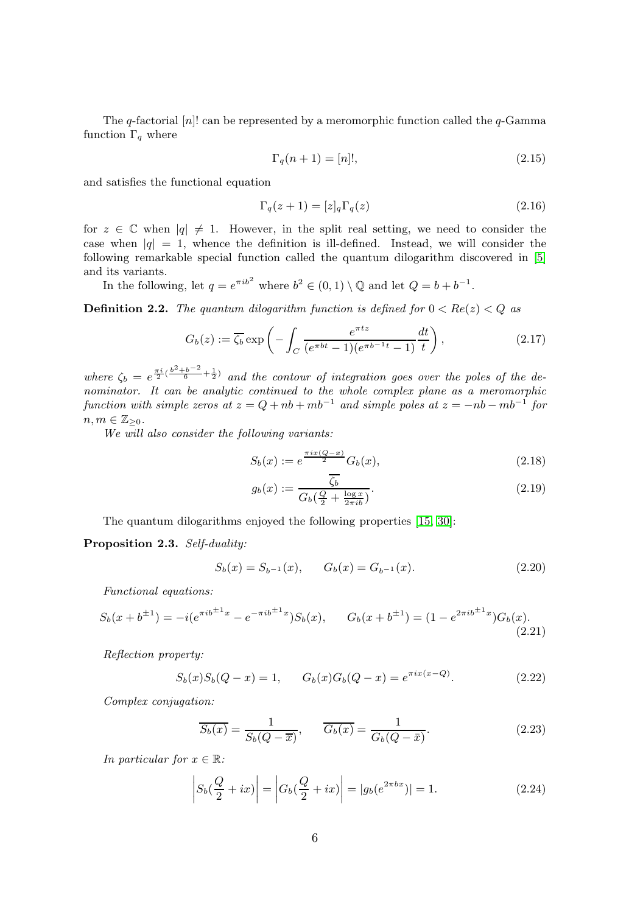The $q$-factorial $[n]!$ can be represented by a meromorphic function called the $q$-Gamma function $\Gamma_q$ where

$$\Gamma_q(n+1) = [n]!, \tag{2.15}$$

and satisfies the functional equation

$$\Gamma_q(z+1) = [z]_q \Gamma_q(z) \tag{2.16}$$

for $z \in \mathbb{C}$ when $|q| \neq 1$. However, in the split real setting, we need to consider the case when $|q| = 1$, whence the definition is ill-defined. Instead, we will consider the following remarkable special function called the quantum dilogarithm discovered in [5] and its variants.

In the following, let $q = e^{\pi i b^2}$ where $b^2 \in (0,1) \setminus \mathbb{Q}$ and let $Q = b + b^{-1}$.

**Definition 2.2.** *The quantum dilogarithm function is defined for $0 < Re(z) < Q$ as*

$$G_b(z) := \overline{\zeta_b} \exp\left( - \int_C \frac{e^{\pi t z}}{(e^{\pi b t} - 1)(e^{\pi b^{-1} t} - 1)} \frac{dt}{t} \right), \tag{2.17}$$

*where $\zeta_b = e^{\frac{\pi i}{2}(\frac{b^2 + b^{-2}}{6} + \frac{1}{2})}$ and the contour of integration goes over the poles of the denominator. It can be analytic continued to the whole complex plane as a meromorphic function with simple zeros at $z = Q + nb + mb^{-1}$ and simple poles at $z = -nb - mb^{-1}$ for $n, m \in \mathbb{Z}_{\geq 0}$.*

*We will also consider the following variants:*

$$S_b(x) := e^{\frac{\pi i x(Q-x)}{2}} G_b(x), \tag{2.18}$$

$$g_b(x) := \frac{\overline{\zeta_b}}{G_b(\frac{Q}{2} + \frac{\log x}{2\pi i b})}. \tag{2.19}$$

The quantum dilogarithms enjoyed the following properties [15, 30]:

**Proposition 2.3.** *Self-duality:*

$$S_b(x) = S_{b^{-1}}(x), \qquad G_b(x) = G_{b^{-1}}(x). \tag{2.20}$$

*Functional equations:*

$$S_b(x + b^{\pm 1}) = -i(e^{\pi i b^{\pm 1} x} - e^{-\pi i b^{\pm 1} x}) S_b(x), \qquad G_b(x + b^{\pm 1}) = (1 - e^{2\pi i b^{\pm 1} x}) G_b(x). \tag{2.21}$$

*Reflection property:*

$$S_b(x) S_b(Q - x) = 1, \qquad G_b(x) G_b(Q - x) = e^{\pi i x (x - Q)}. \tag{2.22}$$

*Complex conjugation:*

$$\overline{S_b(x)} = \frac{1}{S_b(Q - \overline{x})}, \qquad \overline{G_b(x)} = \frac{1}{G_b(Q - \bar{x})}. \tag{2.23}$$

*In particular for $x \in \mathbb{R}$:*

$$\left| S_b(\frac{Q}{2} + ix) \right| = \left| G_b(\frac{Q}{2} + ix) \right| = |g_b(e^{2\pi b x})| = 1. \tag{2.24}$$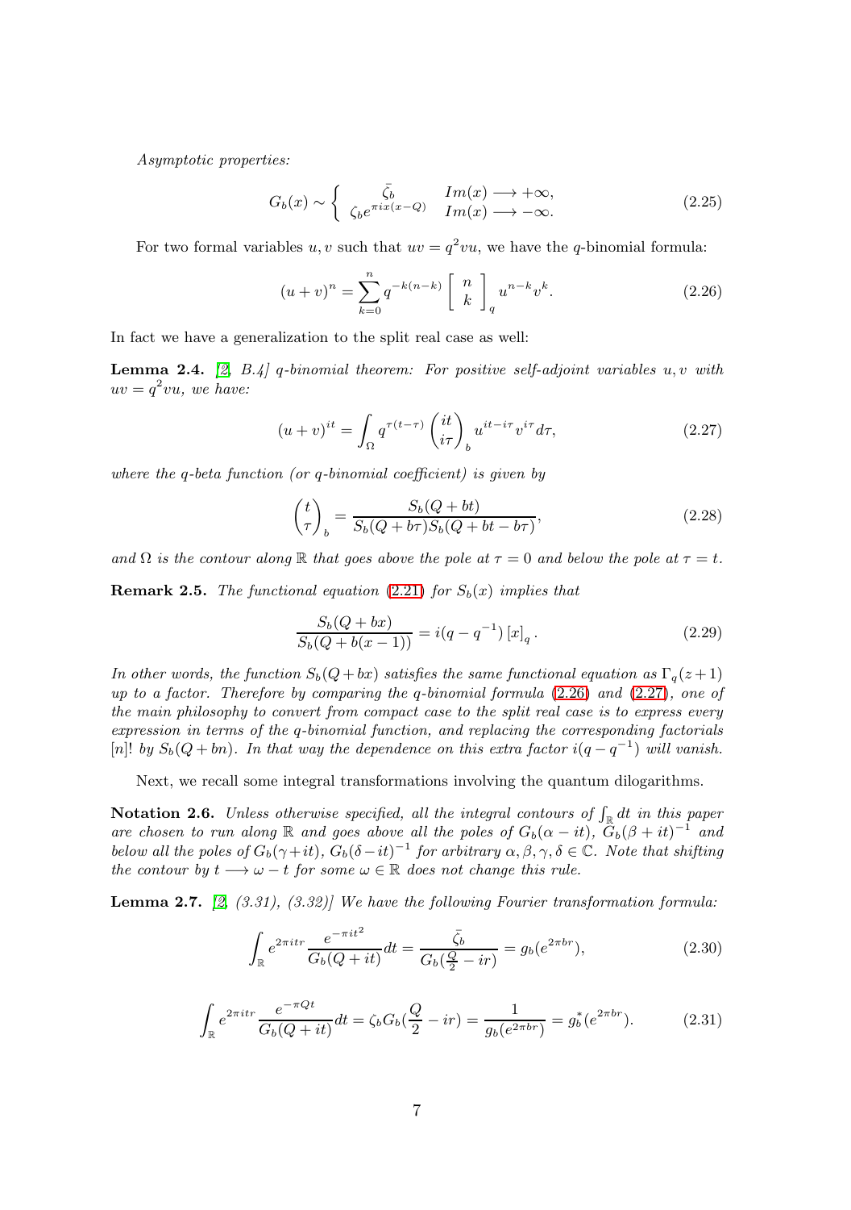*Asymptotic properties:*

$$G_b(x) \sim \begin{cases} \bar{\zeta}_b & Im(x) \longrightarrow +\infty, \\ \zeta_b e^{\pi i x(x-Q)} & Im(x) \longrightarrow -\infty. \end{cases} \tag{2.25}$$

For two formal variables $u, v$ such that $uv = q^2 vu$, we have the $q$-binomial formula:

$$(u+v)^n = \sum_{k=0}^{n} q^{-k(n-k)} \begin{bmatrix} n \\ k \end{bmatrix}_q u^{n-k} v^k. \tag{2.26}$$

In fact we have a generalization to the split real case as well:

**Lemma 2.4.** *[2, B.4] q-binomial theorem: For positive self-adjoint variables $u, v$ with $uv = q^2 vu$, we have:*

$$(u+v)^{it} = \int_\Omega q^{\tau(t-\tau)} \binom{it}{i\tau}_b u^{it-i\tau} v^{i\tau} d\tau, \tag{2.27}$$

*where the q-beta function (or q-binomial coefficient) is given by*

$$\binom{t}{\tau}_b = \frac{S_b(Q+bt)}{S_b(Q+b\tau) S_b(Q+bt-b\tau)}, \tag{2.28}$$

*and $\Omega$ is the contour along $\mathbb{R}$ that goes above the pole at $\tau = 0$ and below the pole at $\tau = t$.*

**Remark 2.5.** *The functional equation (2.21) for $S_b(x)$ implies that*

$$\frac{S_b(Q+bx)}{S_b(Q+b(x-1))} = i(q-q^{-1}) \left[x\right]_q. \tag{2.29}$$

*In other words, the function $S_b(Q+bx)$ satisfies the same functional equation as $\Gamma_q(z+1)$ up to a factor. Therefore by comparing the q-binomial formula (2.26) and (2.27), one of the main philosophy to convert from compact case to the split real case is to express every expression in terms of the q-binomial function, and replacing the corresponding factorials $[n]!$ by $S_b(Q+bn)$. In that way the dependence on this extra factor $i(q-q^{-1})$ will vanish.*

Next, we recall some integral transformations involving the quantum dilogarithms.

**Notation 2.6.** *Unless otherwise specified, all the integral contours of $\int_{\mathbb{R}} dt$ in this paper are chosen to run along $\mathbb{R}$ and goes above all the poles of $G_b(\alpha - it)$, $G_b(\beta+it)^{-1}$ and below all the poles of $G_b(\gamma+it)$, $G_b(\delta-it)^{-1}$ for arbitrary $\alpha, \beta, \gamma, \delta \in \mathbb{C}$. Note that shifting the contour by $t \longrightarrow \omega - t$ for some $\omega \in \mathbb{R}$ does not change this rule.*

**Lemma 2.7.** *[2, (3.31), (3.32)] We have the following Fourier transformation formula:*

$$\int_{\mathbb{R}} e^{2\pi i t r} \frac{e^{-\pi i t^2}}{G_b(Q+it)} dt = \frac{\bar{\zeta}_b}{G_b(\frac{Q}{2} - ir)} = g_b(e^{2\pi b r}), \tag{2.30}$$

$$\int_{\mathbb{R}} e^{2\pi i t r} \frac{e^{-\pi Q t}}{G_b(Q+it)} dt = \zeta_b G_b(\frac{Q}{2} - ir) = \frac{1}{g_b(e^{2\pi b r})} = g_b^*(e^{2\pi b r}). \tag{2.31}$$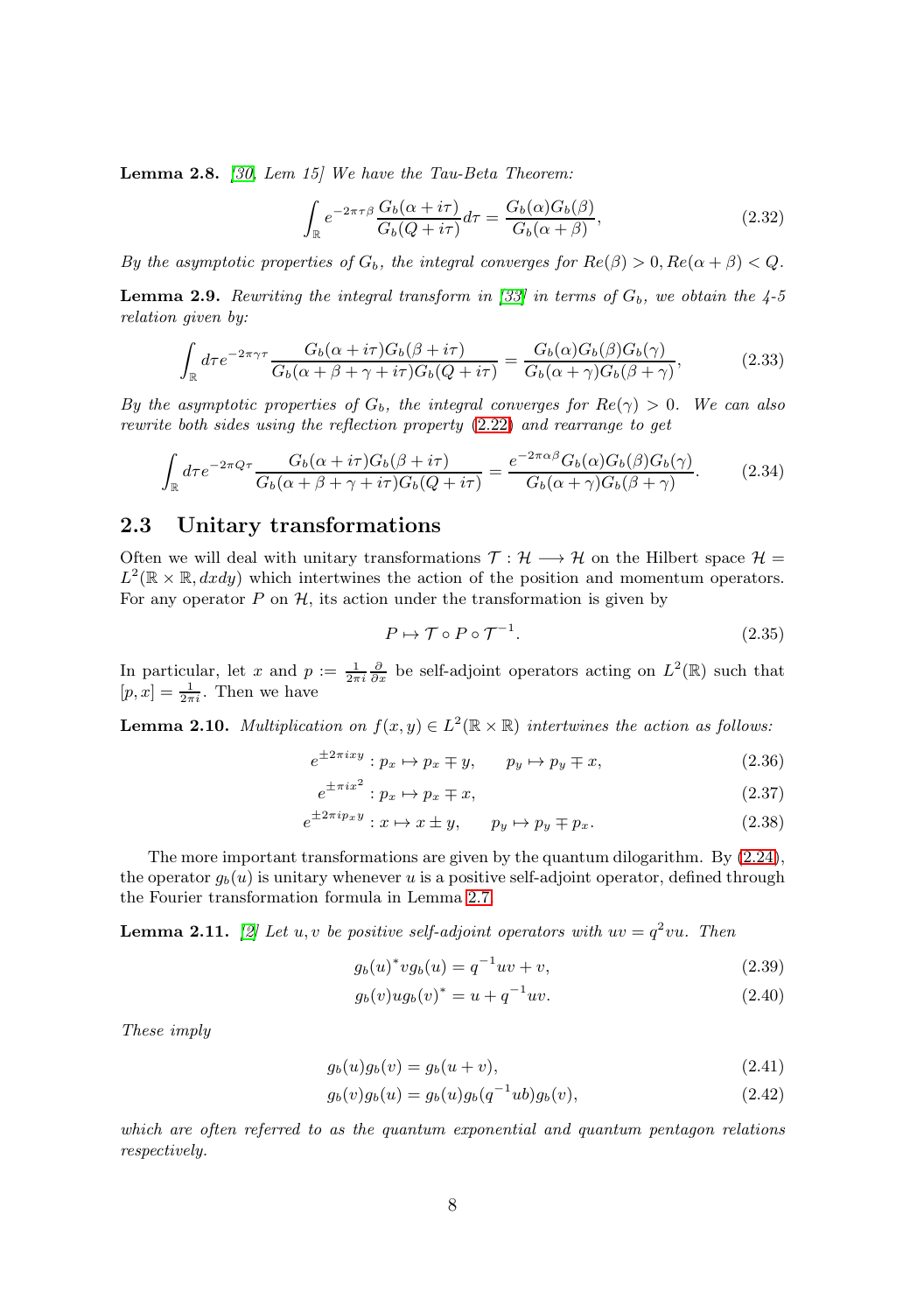**Lemma 2.8.** *[30, Lem 15] We have the Tau-Beta Theorem:*

$$\int_{\mathbb{R}} e^{-2\pi\tau\beta} \frac{G_b(\alpha+i\tau)}{G_b(Q+i\tau)} d\tau = \frac{G_b(\alpha)G_b(\beta)}{G_b(\alpha+\beta)}, \tag{2.32}$$

*By the asymptotic properties of $G_b$, the integral converges for $Re(\beta) > 0, Re(\alpha+\beta) < Q$.*

**Lemma 2.9.** *Rewriting the integral transform in [33] in terms of $G_b$, we obtain the 4-5 relation given by:*

$$\int_{\mathbb{R}} d\tau e^{-2\pi\gamma\tau} \frac{G_b(\alpha+i\tau)G_b(\beta+i\tau)}{G_b(\alpha+\beta+\gamma+i\tau)G_b(Q+i\tau)} = \frac{G_b(\alpha)G_b(\beta)G_b(\gamma)}{G_b(\alpha+\gamma)G_b(\beta+\gamma)}, \tag{2.33}$$

*By the asymptotic properties of $G_b$, the integral converges for $Re(\gamma) > 0$. We can also rewrite both sides using the reflection property (2.22) and rearrange to get*

$$\int_{\mathbb{R}} d\tau e^{-2\pi Q\tau} \frac{G_b(\alpha+i\tau)G_b(\beta+i\tau)}{G_b(\alpha+\beta+\gamma+i\tau)G_b(Q+i\tau)} = \frac{e^{-2\pi\alpha\beta}G_b(\alpha)G_b(\beta)G_b(\gamma)}{G_b(\alpha+\gamma)G_b(\beta+\gamma)}. \tag{2.34}$$

## 2.3 Unitary transformations

Often we will deal with unitary transformations $\mathcal{T} : \mathcal{H} \longrightarrow \mathcal{H}$ on the Hilbert space $\mathcal{H} = L^2(\mathbb{R}\times\mathbb{R}, dxdy)$ which intertwines the action of the position and momentum operators. For any operator $P$ on $\mathcal{H}$, its action under the transformation is given by

$$P \mapsto \mathcal{T} \circ P \circ \mathcal{T}^{-1}. \tag{2.35}$$

In particular, let $x$ and $p := \frac{1}{2\pi i}\frac{\partial}{\partial x}$ be self-adjoint operators acting on $L^2(\mathbb{R})$ such that $[p, x] = \frac{1}{2\pi i}$. Then we have

**Lemma 2.10.** *Multiplication on $f(x, y) \in L^2(\mathbb{R}\times\mathbb{R})$ intertwines the action as follows:*

$$e^{\pm 2\pi i xy} : p_x \mapsto p_x \mp y, \qquad p_y \mapsto p_y \mp x, \tag{2.36}$$

$$e^{\pm \pi i x^2} : p_x \mapsto p_x \mp x, \tag{2.37}$$

$$e^{\pm 2\pi i p_x y} : x \mapsto x \pm y, \qquad p_y \mapsto p_y \mp p_x. \tag{2.38}$$

The more important transformations are given by the quantum dilogarithm. By (2.24), the operator $g_b(u)$ is unitary whenever $u$ is a positive self-adjoint operator, defined through the Fourier transformation formula in Lemma 2.7.

**Lemma 2.11.** *[2] Let $u, v$ be positive self-adjoint operators with $uv = q^2 vu$. Then*

$$g_b(u)^* v g_b(u) = q^{-1}uv + v, \tag{2.39}$$

$$g_b(v) u g_b(v)^* = u + q^{-1}uv. \tag{2.40}$$

*These imply*

$$g_b(u)g_b(v) = g_b(u+v), \tag{2.41}$$

$$g_b(v)g_b(u) = g_b(u)g_b(q^{-1}ub)g_b(v), \tag{2.42}$$

*which are often referred to as the quantum exponential and quantum pentagon relations respectively.*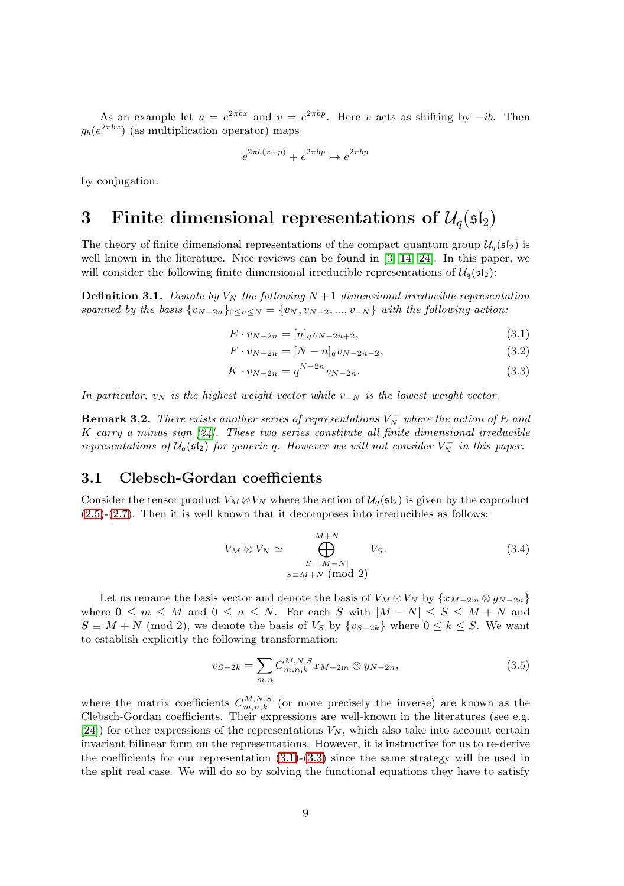As an example let $u = e^{2\pi bx}$ and $v = e^{2\pi bp}$. Here $v$ acts as shifting by $-ib$. Then $g_b(e^{2\pi bx})$ (as multiplication operator) maps

$$e^{2\pi b(x+p)} + e^{2\pi bp} \mapsto e^{2\pi bp}$$

by conjugation.

# 3 Finite dimensional representations of $\mathcal{U}_q(\mathfrak{sl}_2)$

The theory of finite dimensional representations of the compact quantum group $\mathcal{U}_q(\mathfrak{sl}_2)$ is well known in the literature. Nice reviews can be found in [3, 14, 24]. In this paper, we will consider the following finite dimensional irreducible representations of $\mathcal{U}_q(\mathfrak{sl}_2)$:

**Definition 3.1.** *Denote by $V_N$ the following $N+1$ dimensional irreducible representation spanned by the basis $\{v_{N-2n}\}_{0\leq n\leq N} = \{v_N, v_{N-2}, ..., v_{-N}\}$ with the following action:*

$$E \cdot v_{N-2n} = [n]_q v_{N-2n+2}, \tag{3.1}$$

$$F \cdot v_{N-2n} = [N-n]_q v_{N-2n-2}, \tag{3.2}$$

$$K \cdot v_{N-2n} = q^{N-2n} v_{N-2n}. \tag{3.3}$$

*In particular, $v_N$ is the highest weight vector while $v_{-N}$ is the lowest weight vector.*

**Remark 3.2.** *There exists another series of representations $V_N^-$ where the action of $E$ and $K$ carry a minus sign [24]. These two series constitute all finite dimensional irreducible representations of $\mathcal{U}_q(\mathfrak{sl}_2)$ for generic $q$. However we will not consider $V_N^-$ in this paper.*

## 3.1 Clebsch-Gordan coefficients

Consider the tensor product $V_M \otimes V_N$ where the action of $\mathcal{U}_q(\mathfrak{sl}_2)$ is given by the coproduct (2.5)-(2.7). Then it is well known that it decomposes into irreducibles as follows:

$$V_M \otimes V_N \simeq \bigoplus_{\substack{S=|M-N| \\ S\equiv M+N \pmod 2}}^{M+N} V_S. \tag{3.4}$$

Let us rename the basis vector and denote the basis of $V_M \otimes V_N$ by $\{x_{M-2m} \otimes y_{N-2n}\}$ where $0 \leq m \leq M$ and $0 \leq n \leq N$. For each $S$ with $|M-N| \leq S \leq M+N$ and $S \equiv M+N \pmod 2$, we denote the basis of $V_S$ by $\{v_{S-2k}\}$ where $0 \leq k \leq S$. We want to establish explicitly the following transformation:

$$v_{S-2k} = \sum_{m,n} C_{m,n,k}^{M,N,S} x_{M-2m} \otimes y_{N-2n}, \tag{3.5}$$

where the matrix coefficients $C_{m,n,k}^{M,N,S}$ (or more precisely the inverse) are known as the Clebsch-Gordan coefficients. Their expressions are well-known in the literatures (see e.g. [24]) for other expressions of the representations $V_N$, which also take into account certain invariant bilinear form on the representations. However, it is instructive for us to re-derive the coefficients for our representation (3.1)-(3.3) since the same strategy will be used in the split real case. We will do so by solving the functional equations they have to satisfy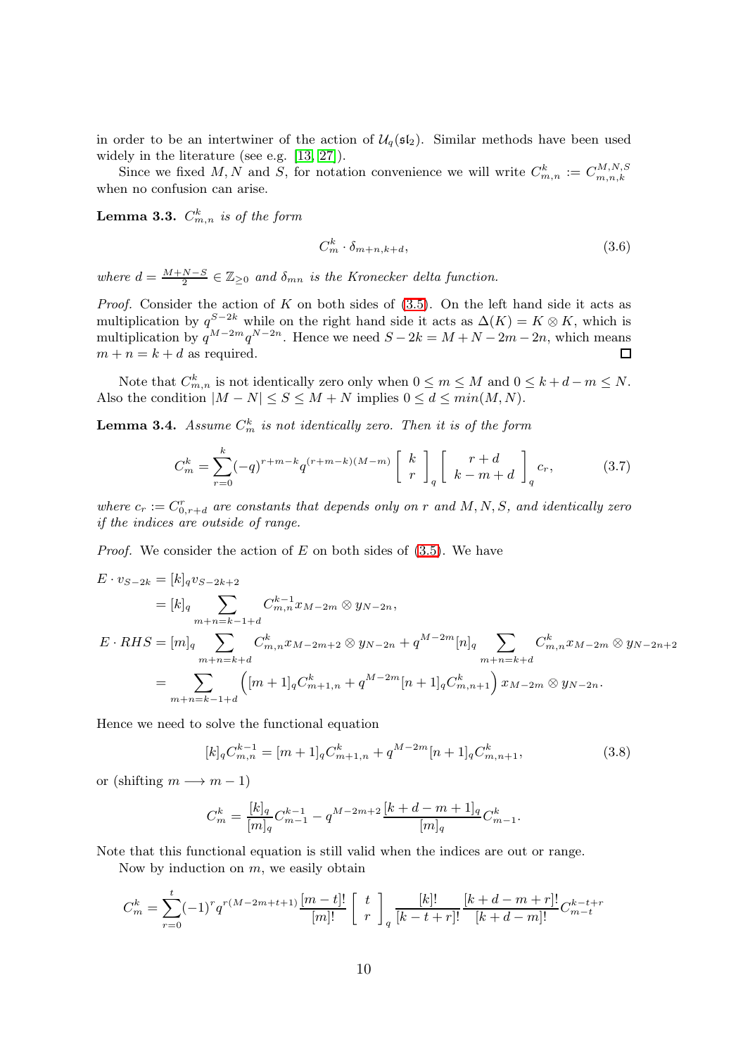in order to be an intertwiner of the action of $\mathcal{U}_q(\mathfrak{sl}_2)$. Similar methods have been used widely in the literature (see e.g. [13, 27]).

Since we fixed $M, N$ and $S$, for notation convenience we will write $C^k_{m,n} := C^{M,N,S}_{m,n,k}$ when no confusion can arise.

**Lemma 3.3.** *$C^k_{m,n}$ is of the form*

$$C^k_m \cdot \delta_{m+n,k+d}, \tag{3.6}$$

*where $d = \frac{M+N-S}{2} \in \mathbb{Z}_{\geq 0}$ and $\delta_{mn}$ is the Kronecker delta function.*

*Proof.* Consider the action of $K$ on both sides of (3.5). On the left hand side it acts as multiplication by $q^{S-2k}$ while on the right hand side it acts as $\Delta(K) = K \otimes K$, which is multiplication by $q^{M-2m}q^{N-2n}$. Hence we need $S - 2k = M + N - 2m - 2n$, which means $m + n = k + d$ as required. □

Note that $C^k_{m,n}$ is not identically zero only when $0 \leq m \leq M$ and $0 \leq k + d - m \leq N$. Also the condition $|M - N| \leq S \leq M + N$ implies $0 \leq d \leq min(M, N)$.

**Lemma 3.4.** *Assume $C^k_m$ is not identically zero. Then it is of the form*

$$C^k_m = \sum_{r=0}^{k} (-q)^{r+m-k} q^{(r+m-k)(M-m)} \begin{bmatrix} k \\ r \end{bmatrix}_q \begin{bmatrix} r+d \\ k-m+d \end{bmatrix}_q c_r, \tag{3.7}$$

*where $c_r := C^r_{0,r+d}$ are constants that depends only on $r$ and $M, N, S$, and identically zero if the indices are outside of range.*

*Proof.* We consider the action of $E$ on both sides of (3.5). We have

$$\begin{aligned}
E \cdot v_{S-2k} &= [k]_q v_{S-2k+2} \\
&= [k]_q \sum_{m+n=k-1+d} C^{k-1}_{m,n} x_{M-2m} \otimes y_{N-2n}, \\
E \cdot RHS &= [m]_q \sum_{m+n=k+d} C^k_{m,n} x_{M-2m+2} \otimes y_{N-2n} + q^{M-2m}[n]_q \sum_{m+n=k+d} C^k_{m,n} x_{M-2m} \otimes y_{N-2n+2} \\
&= \sum_{m+n=k-1+d} \left( [m+1]_q C^k_{m+1,n} + q^{M-2m}[n+1]_q C^k_{m,n+1} \right) x_{M-2m} \otimes y_{N-2n}.
\end{aligned}$$

Hence we need to solve the functional equation

$$[k]_q C^{k-1}_{m,n} = [m+1]_q C^k_{m+1,n} + q^{M-2m}[n+1]_q C^k_{m,n+1}, \tag{3.8}$$

or (shifting $m \longrightarrow m - 1$)

$$C^k_m = \frac{[k]_q}{[m]_q} C^{k-1}_{m-1} - q^{M-2m+2} \frac{[k+d-m+1]_q}{[m]_q} C^k_{m-1}.$$

Note that this functional equation is still valid when the indices are out or range.

Now by induction on $m$, we easily obtain

$$C^k_m = \sum_{r=0}^{t} (-1)^r q^{r(M-2m+t+1)} \frac{[m-t]!}{[m]!} \begin{bmatrix} t \\ r \end{bmatrix}_q \frac{[k]!}{[k-t+r]!} \frac{[k+d-m+r]!}{[k+d-m]!} C^{k-t+r}_{m-t}$$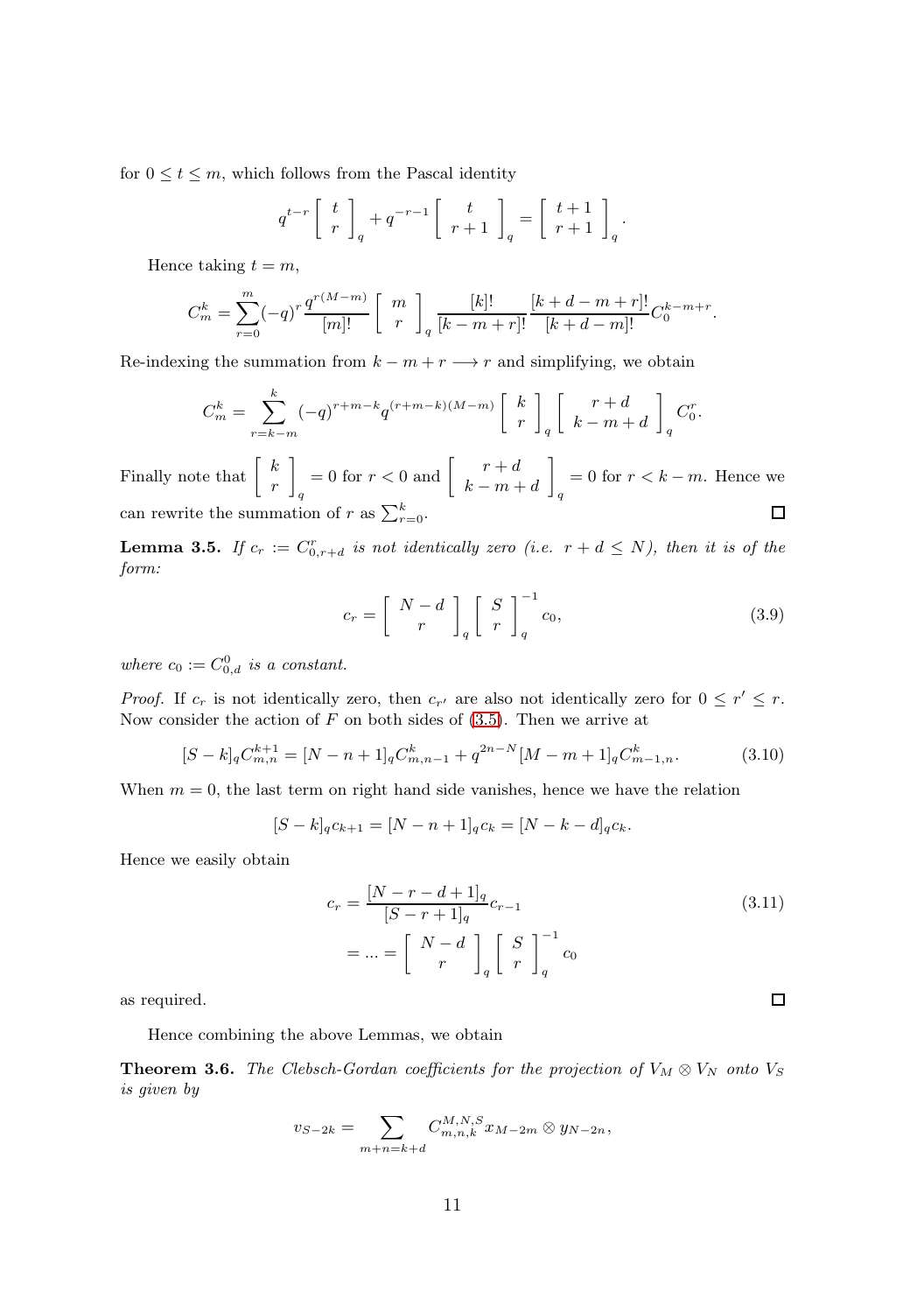for $0 \leq t \leq m$, which follows from the Pascal identity

$$q^{t-r}\left[\begin{array}{c} t \\ r \end{array}\right]_q + q^{-r-1}\left[\begin{array}{c} t \\ r+1 \end{array}\right]_q = \left[\begin{array}{c} t+1 \\ r+1 \end{array}\right]_q.$$

Hence taking $t = m$,

$$C_m^k = \sum_{r=0}^{m}(-q)^r \frac{q^{r(M-m)}}{[m]!}\left[\begin{array}{c} m \\ r \end{array}\right]_q \frac{[k]!}{[k-m+r]!}\frac{[k+d-m+r]!}{[k+d-m]!}C_0^{k-m+r}.$$

Re-indexing the summation from $k-m+r \longrightarrow r$ and simplifying, we obtain

$$C_m^k = \sum_{r=k-m}^{k}(-q)^{r+m-k}q^{(r+m-k)(M-m)}\left[\begin{array}{c} k \\ r \end{array}\right]_q \left[\begin{array}{c} r+d \\ k-m+d \end{array}\right]_q C_0^r.$$

Finally note that $\left[\begin{array}{c} k \\ r \end{array}\right]_q = 0$ for $r < 0$ and $\left[\begin{array}{c} r+d \\ k-m+d \end{array}\right]_q = 0$ for $r < k-m$. Hence we can rewrite the summation of $r$ as $\sum_{r=0}^{k}$. ◻

**Lemma 3.5.** *If $c_r := C_{0,r+d}^r$ is not identically zero (i.e. $r+d \leq N$), then it is of the form:*

$$c_r = \left[\begin{array}{c} N-d \\ r \end{array}\right]_q \left[\begin{array}{c} S \\ r \end{array}\right]_q^{-1} c_0, \tag{3.9}$$

*where $c_0 := C_{0,d}^0$ is a constant.*

*Proof.* If $c_r$ is not identically zero, then $c_{r'}$ are also not identically zero for $0 \leq r' \leq r$. Now consider the action of $F$ on both sides of (3.5). Then we arrive at

$$[S-k]_q C_{m,n}^{k+1} = [N-n+1]_q C_{m,n-1}^k + q^{2n-N}[M-m+1]_q C_{m-1,n}^k. \tag{3.10}$$

When $m = 0$, the last term on right hand side vanishes, hence we have the relation

$$[S-k]_q c_{k+1} = [N-n+1]_q c_k = [N-k-d]_q c_k.$$

Hence we easily obtain

$$\begin{aligned} c_r &= \frac{[N-r-d+1]_q}{[S-r+1]_q}c_{r-1} \\ &= \ldots = \left[\begin{array}{c} N-d \\ r \end{array}\right]_q \left[\begin{array}{c} S \\ r \end{array}\right]_q^{-1} c_0 \end{aligned} \tag{3.11}$$

as required. ◻

Hence combining the above Lemmas, we obtain

**Theorem 3.6.** *The Clebsch-Gordan coefficients for the projection of $V_M \otimes V_N$ onto $V_S$ is given by*

$$v_{S-2k} = \sum_{m+n=k+d} C_{m,n,k}^{M,N,S} x_{M-2m} \otimes y_{N-2n},$$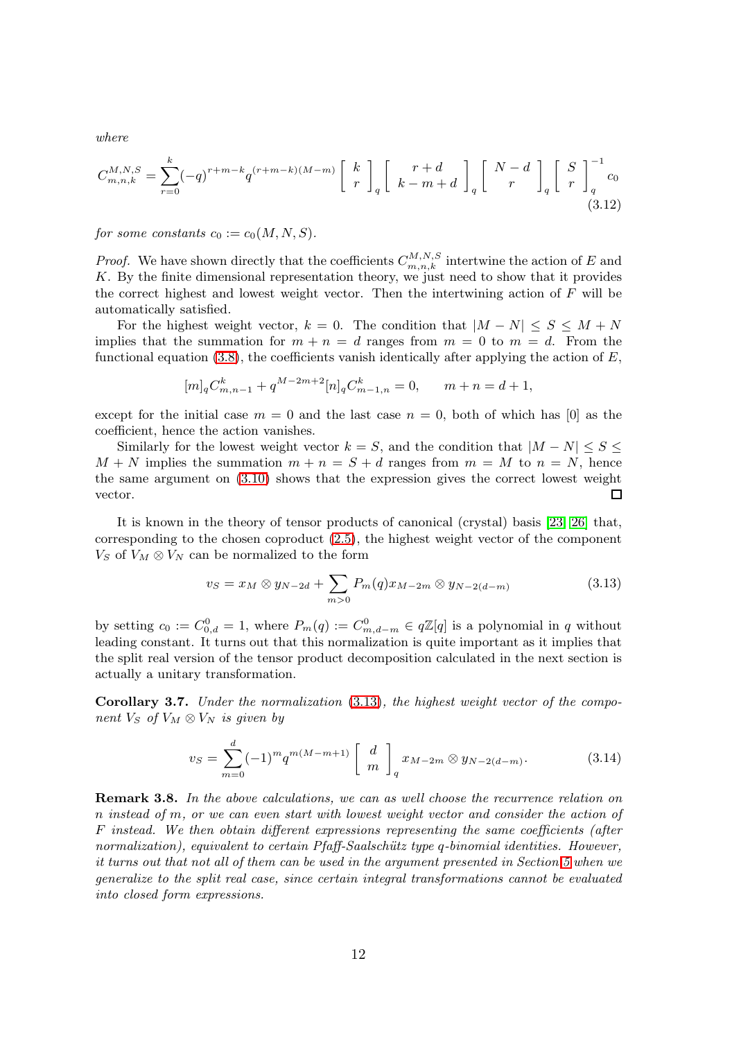*where*

$$C_{m,n,k}^{M,N,S} = \sum_{r=0}^{k} (-q)^{r+m-k} q^{(r+m-k)(M-m)} \begin{bmatrix} k \\ r \end{bmatrix}_q \begin{bmatrix} r+d \\ k-m+d \end{bmatrix}_q \begin{bmatrix} N-d \\ r \end{bmatrix}_q \begin{bmatrix} S \\ r \end{bmatrix}_q^{-1} c_0 \tag{3.12}$$

*for some constants $c_0 := c_0(M,N,S)$.*

*Proof.* We have shown directly that the coefficients $C_{m,n,k}^{M,N,S}$ intertwine the action of $E$ and $K$. By the finite dimensional representation theory, we just need to show that it provides the correct highest and lowest weight vector. Then the intertwining action of $F$ will be automatically satisfied.

For the highest weight vector, $k = 0$. The condition that $|M - N| \leq S \leq M + N$ implies that the summation for $m + n = d$ ranges from $m = 0$ to $m = d$. From the functional equation (3.8), the coefficients vanish identically after applying the action of $E$,

$$[m]_q C_{m,n-1}^k + q^{M-2m+2}[n]_q C_{m-1,n}^k = 0, \qquad m + n = d + 1,$$

except for the initial case $m = 0$ and the last case $n = 0$, both of which has $[0]$ as the coefficient, hence the action vanishes.

Similarly for the lowest weight vector $k = S$, and the condition that $|M - N| \leq S \leq M + N$ implies the summation $m + n = S + d$ ranges from $m = M$ to $n = N$, hence the same argument on (3.10) shows that the expression gives the correct lowest weight vector. ☐

It is known in the theory of tensor products of canonical (crystal) basis [23, 26] that, corresponding to the chosen coproduct (2.5), the highest weight vector of the component $V_S$ of $V_M \otimes V_N$ can be normalized to the form

$$v_S = x_M \otimes y_{N-2d} + \sum_{m>0} P_m(q) x_{M-2m} \otimes y_{N-2(d-m)} \tag{3.13}$$

by setting $c_0 := C_{0,d}^0 = 1$, where $P_m(q) := C_{m,d-m}^0 \in q\mathbb{Z}[q]$ is a polynomial in $q$ without leading constant. It turns out that this normalization is quite important as it implies that the split real version of the tensor product decomposition calculated in the next section is actually a unitary transformation.

**Corollary 3.7.** *Under the normalization (3.13), the highest weight vector of the component $V_S$ of $V_M \otimes V_N$ is given by*

$$v_S = \sum_{m=0}^{d} (-1)^m q^{m(M-m+1)} \begin{bmatrix} d \\ m \end{bmatrix}_q x_{M-2m} \otimes y_{N-2(d-m)}. \tag{3.14}$$

**Remark 3.8.** *In the above calculations, we can as well choose the recurrence relation on $n$ instead of $m$, or we can even start with lowest weight vector and consider the action of $F$ instead. We then obtain different expressions representing the same coefficients (after normalization), equivalent to certain Pfaff-Saalschütz type $q$-binomial identities. However, it turns out that not all of them can be used in the argument presented in Section 5 when we generalize to the split real case, since certain integral transformations cannot be evaluated into closed form expressions.*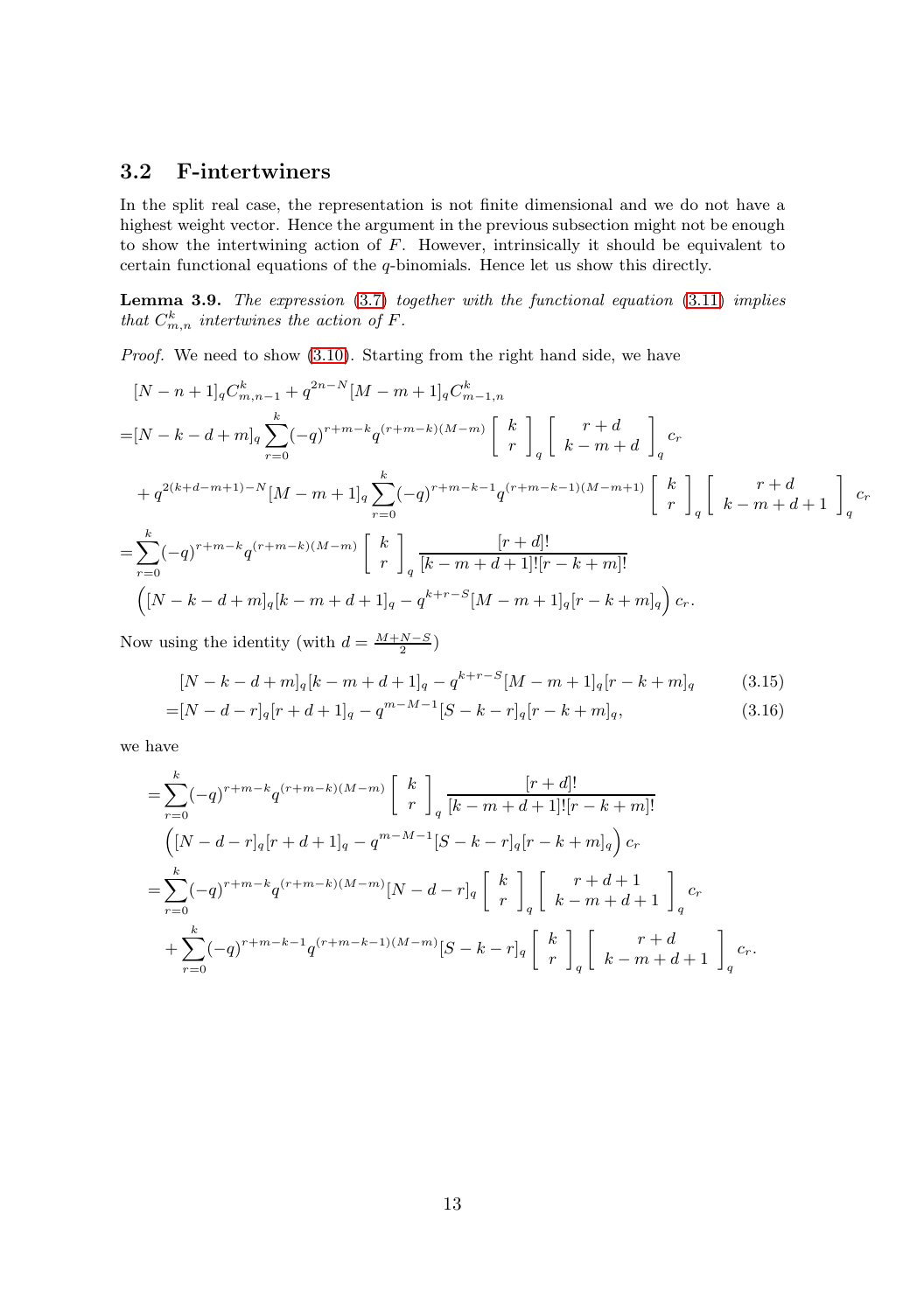## 3.2 F-intertwiners

In the split real case, the representation is not finite dimensional and we do not have a highest weight vector. Hence the argument in the previous subsection might not be enough to show the intertwining action of $F$. However, intrinsically it should be equivalent to certain functional equations of the $q$-binomials. Hence let us show this directly.

**Lemma 3.9.** *The expression (3.7) together with the functional equation (3.11) implies that $C_{m,n}^k$ intertwines the action of $F$.*

*Proof.* We need to show (3.10). Starting from the right hand side, we have

$$
\begin{aligned}
&[N-n+1]_q C_{m,n-1}^k + q^{2n-N}[M-m+1]_q C_{m-1,n}^k \\
=&[N-k-d+m]_q \sum_{r=0}^{k} (-q)^{r+m-k} q^{(r+m-k)(M-m)} \begin{bmatrix} k \\ r \end{bmatrix}_q \begin{bmatrix} r+d \\ k-m+d \end{bmatrix}_q c_r \\
&+ q^{2(k+d-m+1)-N}[M-m+1]_q \sum_{r=0}^{k} (-q)^{r+m-k-1} q^{(r+m-k-1)(M-m+1)} \begin{bmatrix} k \\ r \end{bmatrix}_q \begin{bmatrix} r+d \\ k-m+d+1 \end{bmatrix}_q c_r \\
=&\sum_{r=0}^{k} (-q)^{r+m-k} q^{(r+m-k)(M-m)} \begin{bmatrix} k \\ r \end{bmatrix}_q \frac{[r+d]!}{[k-m+d+1]![r-k+m]!} \\
&\left([N-k-d+m]_q[k-m+d+1]_q - q^{k+r-S}[M-m+1]_q[r-k+m]_q\right) c_r.
\end{aligned}
$$

Now using the identity (with $d=\frac{M+N-S}{2}$)

$$
\begin{aligned}
&[N-k-d+m]_q[k-m+d+1]_q - q^{k+r-S}[M-m+1]_q[r-k+m]_q && (3.15)\\
=&[N-d-r]_q[r+d+1]_q - q^{m-M-1}[S-k-r]_q[r-k+m]_q, && (3.16)
\end{aligned}
$$

we have

$$
\begin{aligned}
=&\sum_{r=0}^{k} (-q)^{r+m-k} q^{(r+m-k)(M-m)} \begin{bmatrix} k \\ r \end{bmatrix}_q \frac{[r+d]!}{[k-m+d+1]![r-k+m]!} \\
&\left([N-d-r]_q[r+d+1]_q - q^{m-M-1}[S-k-r]_q[r-k+m]_q\right) c_r \\
=&\sum_{r=0}^{k} (-q)^{r+m-k} q^{(r+m-k)(M-m)} [N-d-r]_q \begin{bmatrix} k \\ r \end{bmatrix}_q \begin{bmatrix} r+d+1 \\ k-m+d+1 \end{bmatrix}_q c_r \\
&+ \sum_{r=0}^{k} (-q)^{r+m-k-1} q^{(r+m-k-1)(M-m)} [S-k-r]_q \begin{bmatrix} k \\ r \end{bmatrix}_q \begin{bmatrix} r+d \\ k-m+d+1 \end{bmatrix}_q c_r.
\end{aligned}
$$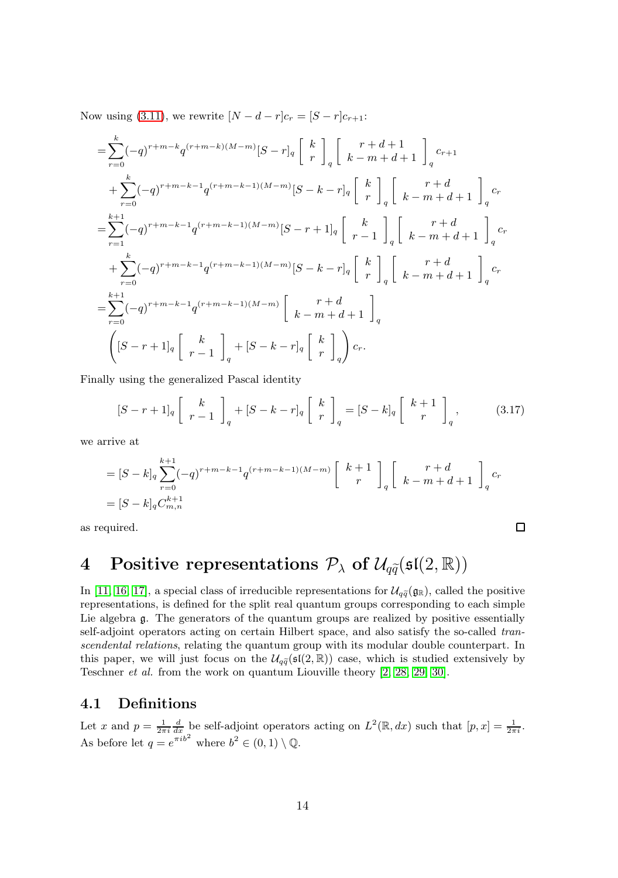Now using (3.11), we rewrite $[N-d-r]c_r = [S-r]c_{r+1}$:

$$
\begin{aligned}
=&\sum_{r=0}^{k}(-q)^{r+m-k}q^{(r+m-k)(M-m)}[S-r]_q \left[\begin{array}{c} k \\ r \end{array}\right]_q \left[\begin{array}{c} r+d+1 \\ k-m+d+1 \end{array}\right]_q c_{r+1}\\
&+\sum_{r=0}^{k}(-q)^{r+m-k-1}q^{(r+m-k-1)(M-m)}[S-k-r]_q \left[\begin{array}{c} k \\ r \end{array}\right]_q \left[\begin{array}{c} r+d \\ k-m+d+1 \end{array}\right]_q c_r\\
=&\sum_{r=1}^{k+1}(-q)^{r+m-k-1}q^{(r+m-k-1)(M-m)}[S-r+1]_q \left[\begin{array}{c} k \\ r-1 \end{array}\right]_q \left[\begin{array}{c} r+d \\ k-m+d+1 \end{array}\right]_q c_r\\
&+\sum_{r=0}^{k}(-q)^{r+m-k-1}q^{(r+m-k-1)(M-m)}[S-k-r]_q \left[\begin{array}{c} k \\ r \end{array}\right]_q \left[\begin{array}{c} r+d \\ k-m+d+1 \end{array}\right]_q c_r\\
=&\sum_{r=0}^{k+1}(-q)^{r+m-k-1}q^{(r+m-k-1)(M-m)} \left[\begin{array}{c} r+d \\ k-m+d+1 \end{array}\right]_q\\
&\left([S-r+1]_q \left[\begin{array}{c} k \\ r-1 \end{array}\right]_q + [S-k-r]_q \left[\begin{array}{c} k \\ r \end{array}\right]_q\right) c_r.
\end{aligned}
$$

Finally using the generalized Pascal identity

$$
[S-r+1]_q \left[\begin{array}{c} k \\ r-1 \end{array}\right]_q + [S-k-r]_q \left[\begin{array}{c} k \\ r \end{array}\right]_q = [S-k]_q \left[\begin{array}{c} k+1 \\ r \end{array}\right]_q, \tag{3.17}
$$

we arrive at

$$
\begin{aligned}
&= [S-k]_q \sum_{r=0}^{k+1}(-q)^{r+m-k-1}q^{(r+m-k-1)(M-m)} \left[\begin{array}{c} k+1 \\ r \end{array}\right]_q \left[\begin{array}{c} r+d \\ k-m+d+1 \end{array}\right]_q c_r\\
&= [S-k]_q C_{m,n}^{k+1}
\end{aligned}
$$

as required. $\square$

# 4 Positive representations $\mathcal{P}_\lambda$ of $\mathcal{U}_{q\widetilde{q}}(\mathfrak{sl}(2,\mathbb{R}))$

In [11, 16, 17], a special class of irreducible representations for $\mathcal{U}_{q\widetilde{q}}(\mathfrak{g}_\mathbb{R})$, called the positive representations, is defined for the split real quantum groups corresponding to each simple Lie algebra $\mathfrak{g}$. The generators of the quantum groups are realized by positive essentially self-adjoint operators acting on certain Hilbert space, and also satisfy the so-called *transcendental relations*, relating the quantum group with its modular double counterpart. In this paper, we will just focus on the $\mathcal{U}_{q\widetilde{q}}(\mathfrak{sl}(2,\mathbb{R}))$ case, which is studied extensively by Teschner *et al.* from the work on quantum Liouville theory [2, 28, 29, 30].

## 4.1 Definitions

Let $x$ and $p = \frac{1}{2\pi i}\frac{d}{dx}$ be self-adjoint operators acting on $L^2(\mathbb{R}, dx)$ such that $[p, x] = \frac{1}{2\pi i}$. As before let $q = e^{\pi i b^2}$ where $b^2 \in (0,1) \setminus \mathbb{Q}$.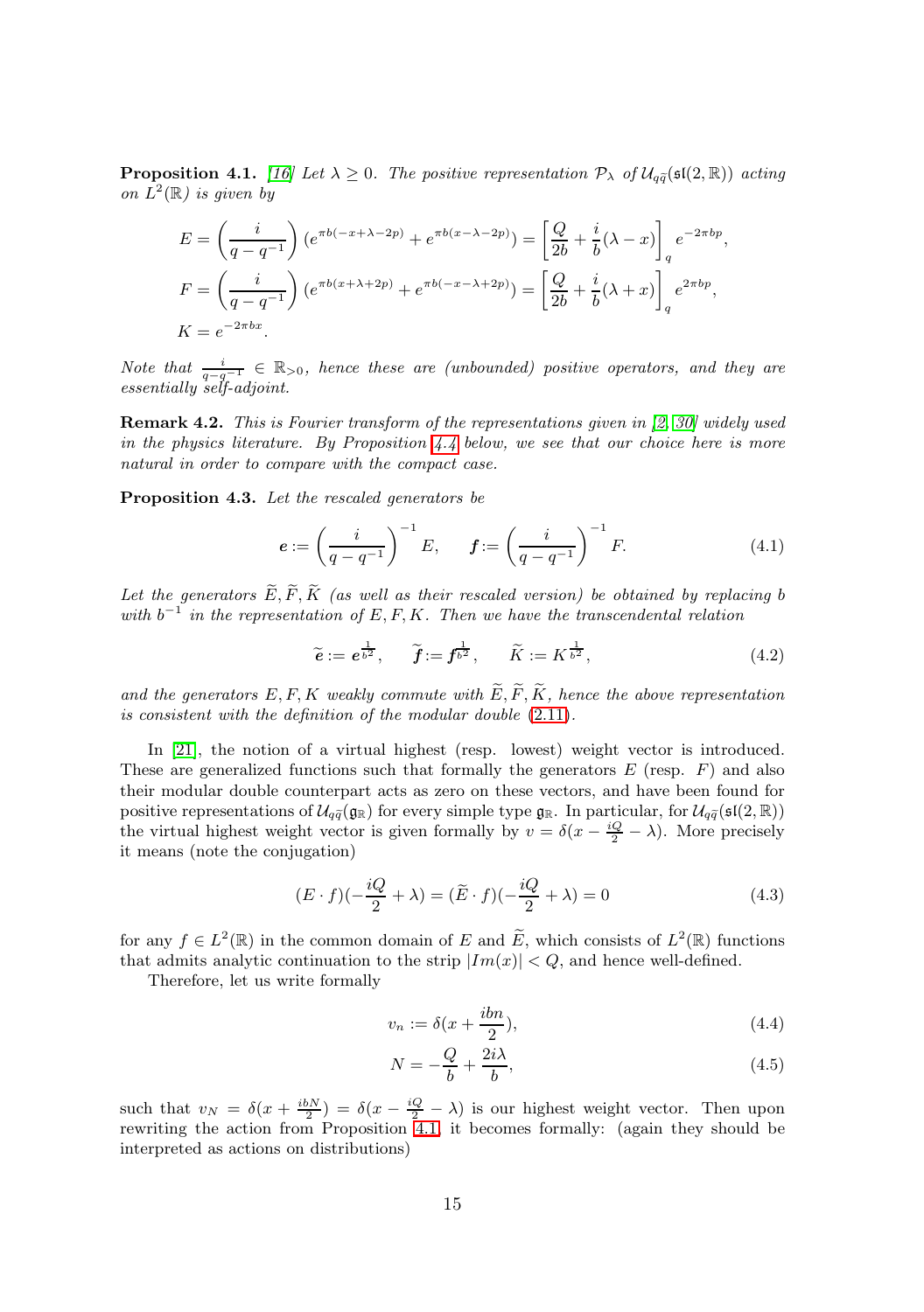**Proposition 4.1.** *[16] Let $\lambda \geq 0$. The positive representation $\mathcal{P}_\lambda$ of $\mathcal{U}_{q\widetilde{q}}(\mathfrak{sl}(2,\mathbb{R}))$ acting on $L^2(\mathbb{R})$ is given by*

$$E = \left(\frac{i}{q-q^{-1}}\right)(e^{\pi b(-x+\lambda-2p)} + e^{\pi b(x-\lambda-2p)}) = \left[\frac{Q}{2b} + \frac{i}{b}(\lambda - x)\right]_q e^{-2\pi bp},$$

$$F = \left(\frac{i}{q-q^{-1}}\right)(e^{\pi b(x+\lambda+2p)} + e^{\pi b(-x-\lambda+2p)}) = \left[\frac{Q}{2b} + \frac{i}{b}(\lambda + x)\right]_q e^{2\pi bp},$$

$$K = e^{-2\pi bx}.$$

*Note that $\frac{i}{q-q^{-1}} \in \mathbb{R}_{>0}$, hence these are (unbounded) positive operators, and they are essentially self-adjoint.*

**Remark 4.2.** *This is Fourier transform of the representations given in [2, 30] widely used in the physics literature. By Proposition 4.4 below, we see that our choice here is more natural in order to compare with the compact case.*

**Proposition 4.3.** *Let the rescaled generators be*

$$\boldsymbol{e} := \left(\frac{i}{q-q^{-1}}\right)^{-1} E, \qquad \boldsymbol{f} := \left(\frac{i}{q-q^{-1}}\right)^{-1} F. \tag{4.1}$$

*Let the generators $\widetilde{E}, \widetilde{F}, \widetilde{K}$ (as well as their rescaled version) be obtained by replacing $b$ with $b^{-1}$ in the representation of $E, F, K$. Then we have the transcendental relation*

$$\widetilde{\boldsymbol{e}} := \boldsymbol{e}^{\frac{1}{b^2}}, \qquad \widetilde{\boldsymbol{f}} := \boldsymbol{f}^{\frac{1}{b^2}}, \qquad \widetilde{K} := K^{\frac{1}{b^2}}, \tag{4.2}$$

*and the generators $E, F, K$ weakly commute with $\widetilde{E}, \widetilde{F}, \widetilde{K}$, hence the above representation is consistent with the definition of the modular double (2.11).*

In [21], the notion of a virtual highest (resp. lowest) weight vector is introduced. These are generalized functions such that formally the generators $E$ (resp. $F$) and also their modular double counterpart acts as zero on these vectors, and have been found for positive representations of $\mathcal{U}_{q\widetilde{q}}(\mathfrak{g}_\mathbb{R})$ for every simple type $\mathfrak{g}_\mathbb{R}$. In particular, for $\mathcal{U}_{q\widetilde{q}}(\mathfrak{sl}(2,\mathbb{R}))$ the virtual highest weight vector is given formally by $v = \delta(x - \frac{iQ}{2} - \lambda)$. More precisely it means (note the conjugation)

$$(E \cdot f)(-\frac{iQ}{2} + \lambda) = (\widetilde{E} \cdot f)(-\frac{iQ}{2} + \lambda) = 0 \tag{4.3}$$

for any $f \in L^2(\mathbb{R})$ in the common domain of $E$ and $\widetilde{E}$, which consists of $L^2(\mathbb{R})$ functions that admits analytic continuation to the strip $|Im(x)| < Q$, and hence well-defined.

Therefore, let us write formally

$$v_n := \delta(x + \frac{ibn}{2}), \tag{4.4}$$

$$N = -\frac{Q}{b} + \frac{2i\lambda}{b}, \tag{4.5}$$

such that $v_N = \delta(x + \frac{ibN}{2}) = \delta(x - \frac{iQ}{2} - \lambda)$ is our highest weight vector. Then upon rewriting the action from Proposition 4.1, it becomes formally: (again they should be interpreted as actions on distributions)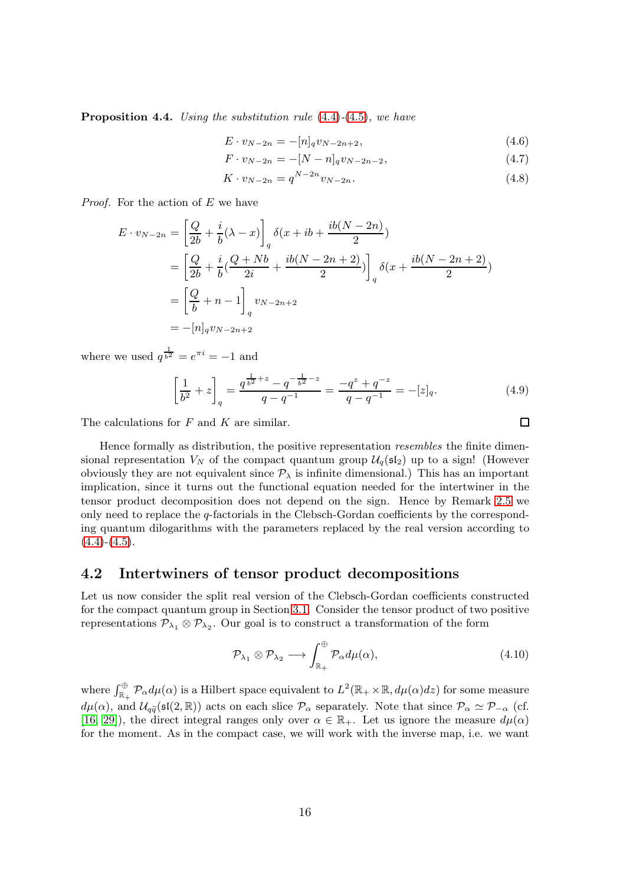**Proposition 4.4.** *Using the substitution rule* (4.4)-(4.5)*, we have*

$$E \cdot v_{N-2n} = -[n]_q v_{N-2n+2}, \tag{4.6}$$

$$F \cdot v_{N-2n} = -[N-n]_q v_{N-2n-2}, \tag{4.7}$$

$$K \cdot v_{N-2n} = q^{N-2n} v_{N-2n}. \tag{4.8}$$

*Proof.* For the action of $E$ we have

$$\begin{aligned}
E \cdot v_{N-2n} &= \left[\frac{Q}{2b} + \frac{i}{b}(\lambda - x)\right]_q \delta(x + ib + \frac{ib(N-2n)}{2}) \\
&= \left[\frac{Q}{2b} + \frac{i}{b}(\frac{Q+Nb}{2i} + \frac{ib(N-2n+2)}{2})\right]_q \delta(x + \frac{ib(N-2n+2)}{2}) \\
&= \left[\frac{Q}{b} + n - 1\right]_q v_{N-2n+2} \\
&= -[n]_q v_{N-2n+2}
\end{aligned}$$

where we used $q^{\frac{1}{b^2}} = e^{\pi i} = -1$ and

$$\left[\frac{1}{b^2} + z\right]_q = \frac{q^{\frac{1}{b^2}+z} - q^{-\frac{1}{b^2}-z}}{q - q^{-1}} = \frac{-q^z + q^{-z}}{q - q^{-1}} = -[z]_q. \tag{4.9}$$

The calculations for $F$ and $K$ are similar. □

Hence formally as distribution, the positive representation *resembles* the finite dimensional representation $V_N$ of the compact quantum group $\mathcal{U}_q(\mathfrak{sl}_2)$ up to a sign! (However obviously they are not equivalent since $\mathcal{P}_\lambda$ is infinite dimensional.) This has an important implication, since it turns out the functional equation needed for the intertwiner in the tensor product decomposition does not depend on the sign. Hence by Remark 2.5 we only need to replace the $q$-factorials in the Clebsch-Gordan coefficients by the corresponding quantum dilogarithms with the parameters replaced by the real version according to (4.4)-(4.5).

## 4.2 Intertwiners of tensor product decompositions

Let us now consider the split real version of the Clebsch-Gordan coefficients constructed for the compact quantum group in Section 3.1. Consider the tensor product of two positive representations $\mathcal{P}_{\lambda_1} \otimes \mathcal{P}_{\lambda_2}$. Our goal is to construct a transformation of the form

$$\mathcal{P}_{\lambda_1} \otimes \mathcal{P}_{\lambda_2} \longrightarrow \int_{\mathbb{R}_+}^{\oplus} \mathcal{P}_\alpha d\mu(\alpha), \tag{4.10}$$

where $\int_{\mathbb{R}_+}^{\oplus} \mathcal{P}_\alpha d\mu(\alpha)$ is a Hilbert space equivalent to $L^2(\mathbb{R}_+ \times \mathbb{R}, d\mu(\alpha)dz)$ for some measure $d\mu(\alpha)$, and $\mathcal{U}_{q\tilde{q}}(\mathfrak{sl}(2,\mathbb{R}))$ acts on each slice $\mathcal{P}_\alpha$ separately. Note that since $\mathcal{P}_\alpha \simeq \mathcal{P}_{-\alpha}$ (cf. [16, 29]), the direct integral ranges only over $\alpha \in \mathbb{R}_+$. Let us ignore the measure $d\mu(\alpha)$ for the moment. As in the compact case, we will work with the inverse map, i.e. we want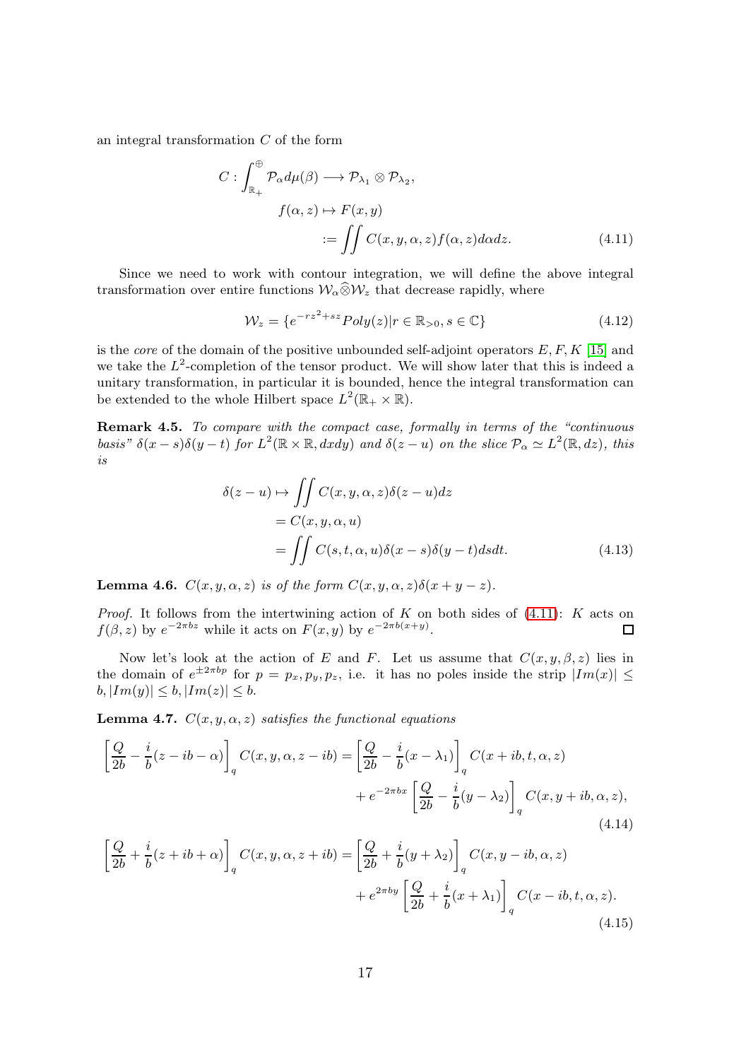an integral transformation $C$ of the form

$$
\begin{aligned}
C : \int_{\mathbb{R}_+}^{\oplus} \mathcal{P}_\alpha d\mu(\beta) &\longrightarrow \mathcal{P}_{\lambda_1} \otimes \mathcal{P}_{\lambda_2}, \\
f(\alpha, z) &\mapsto F(x, y) \\
&:= \iint C(x, y, \alpha, z) f(\alpha, z) d\alpha dz. \qquad (4.11)
\end{aligned}
$$

Since we need to work with contour integration, we will define the above integral transformation over entire functions $\mathcal{W}_\alpha \widehat{\otimes} \mathcal{W}_z$ that decrease rapidly, where

$$
\mathcal{W}_z = \{e^{-rz^2+sz} Poly(z) | r \in \mathbb{R}_{>0}, s \in \mathbb{C}\} \qquad (4.12)
$$

is the *core* of the domain of the positive unbounded self-adjoint operators $E, F, K$ [15] and we take the $L^2$-completion of the tensor product. We will show later that this is indeed a unitary transformation, in particular it is bounded, hence the integral transformation can be extended to the whole Hilbert space $L^2(\mathbb{R}_+ \times \mathbb{R})$.

**Remark 4.5.** *To compare with the compact case, formally in terms of the "continuous basis" $\delta(x-s)\delta(y-t)$ for $L^2(\mathbb{R} \times \mathbb{R}, dxdy)$ and $\delta(z-u)$ on the slice $\mathcal{P}_\alpha \simeq L^2(\mathbb{R}, dz)$, this is*

$$
\begin{aligned}
\delta(z-u) &\mapsto \iint C(x, y, \alpha, z)\delta(z-u) dz \\
&= C(x, y, \alpha, u) \\
&= \iint C(s, t, \alpha, u)\delta(x-s)\delta(y-t) ds dt. \qquad (4.13)
\end{aligned}
$$

**Lemma 4.6.** *$C(x, y, \alpha, z)$ is of the form $C(x, y, \alpha, z)\delta(x+y-z)$.*

*Proof.* It follows from the intertwining action of $K$ on both sides of (4.11): $K$ acts on $f(\beta, z)$ by $e^{-2\pi bz}$ while it acts on $F(x, y)$ by $e^{-2\pi b(x+y)}$. ∎

Now let's look at the action of $E$ and $F$. Let us assume that $C(x, y, \beta, z)$ lies in the domain of $e^{\pm 2\pi bp}$ for $p = p_x, p_y, p_z$, i.e. it has no poles inside the strip $|Im(x)| \leq b, |Im(y)| \leq b, |Im(z)| \leq b$.

**Lemma 4.7.** *$C(x, y, \alpha, z)$ satisfies the functional equations*

$$
\begin{aligned}
\left[\frac{Q}{2b} - \frac{i}{b}(z - ib - \alpha)\right]_q C(x, y, \alpha, z - ib) = &\left[\frac{Q}{2b} - \frac{i}{b}(x - \lambda_1)\right]_q C(x + ib, t, \alpha, z) \\
&+ e^{-2\pi bx} \left[\frac{Q}{2b} - \frac{i}{b}(y - \lambda_2)\right]_q C(x, y + ib, \alpha, z), \qquad (4.14)
\end{aligned}
$$

$$
\begin{aligned}
\left[\frac{Q}{2b} + \frac{i}{b}(z + ib + \alpha)\right]_q C(x, y, \alpha, z + ib) = &\left[\frac{Q}{2b} + \frac{i}{b}(y + \lambda_2)\right]_q C(x, y - ib, \alpha, z) \\
&+ e^{2\pi by} \left[\frac{Q}{2b} + \frac{i}{b}(x + \lambda_1)\right]_q C(x - ib, t, \alpha, z). \qquad (4.15)
\end{aligned}
$$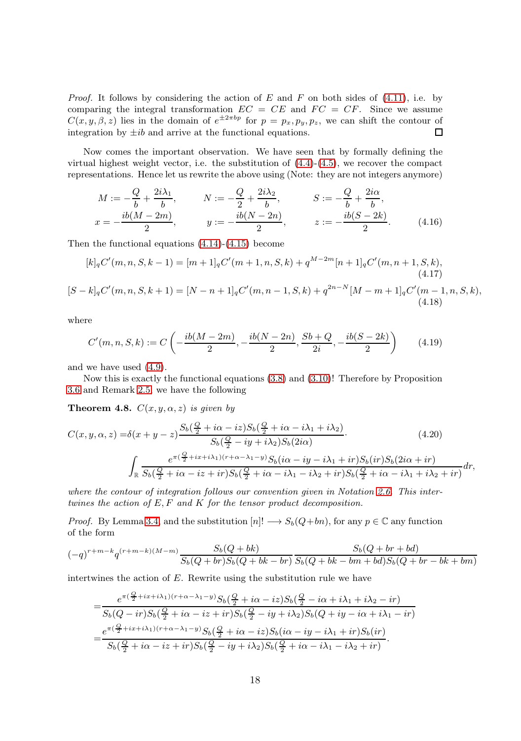*Proof.* It follows by considering the action of $E$ and $F$ on both sides of (4.11), i.e. by comparing the integral transformation $EC = CE$ and $FC = CF$. Since we assume $C(x,y,\beta,z)$ lies in the domain of $e^{\pm 2\pi bp}$ for $p = p_x, p_y, p_z$, we can shift the contour of integration by $\pm ib$ and arrive at the functional equations. $\square$

Now comes the important observation. We have seen that by formally defining the virtual highest weight vector, i.e. the substitution of (4.4)-(4.5), we recover the compact representations. Hence let us rewrite the above using (Note: they are not integers anymore)

$$M := -\frac{Q}{b} + \frac{2i\lambda_1}{b}, \qquad N := -\frac{Q}{2} + \frac{2i\lambda_2}{b}, \qquad S := -\frac{Q}{b} + \frac{2i\alpha}{b},$$
$$x = -\frac{ib(M-2m)}{2}, \qquad y := -\frac{ib(N-2n)}{2}, \qquad z := -\frac{ib(S-2k)}{2}. \tag{4.16}$$

Then the functional equations (4.14)-(4.15) become

$$[k]_q C'(m,n,S,k-1) = [m+1]_q C'(m+1,n,S,k) + q^{M-2m}[n+1]_q C'(m,n+1,S,k), \tag{4.17}$$

$$[S-k]_q C'(m,n,S,k+1) = [N-n+1]_q C'(m,n-1,S,k) + q^{2n-N}[M-m+1]_q C'(m-1,n,S,k), \tag{4.18}$$

where

$$C'(m,n,S,k) := C\left(-\frac{ib(M-2m)}{2}, -\frac{ib(N-2n)}{2}, \frac{Sb+Q}{2i}, -\frac{ib(S-2k)}{2}\right) \tag{4.19}$$

and we have used (4.9).

Now this is exactly the functional equations (3.8) and (3.10)! Therefore by Proposition 3.6 and Remark 2.5, we have the following

**Theorem 4.8.** *$C(x,y,\alpha,z)$ is given by*

$$C(x,y,\alpha,z) = \delta(x+y-z)\frac{S_b(\frac{Q}{2}+i\alpha-iz)S_b(\frac{Q}{2}+i\alpha-i\lambda_1+i\lambda_2)}{S_b(\frac{Q}{2}-iy+i\lambda_2)S_b(2i\alpha)}\cdot \tag{4.20}$$
$$\int_{\mathbb{R}} \frac{e^{\pi(\frac{Q}{2}+ix+i\lambda_1)(r+\alpha-\lambda_1-y)}S_b(i\alpha-iy-i\lambda_1+ir)S_b(ir)S_b(2i\alpha+ir)}{S_b(\frac{Q}{2}+i\alpha-iz+ir)S_b(\frac{Q}{2}+i\alpha-i\lambda_1-i\lambda_2+ir)S_b(\frac{Q}{2}+i\alpha-i\lambda_1+i\lambda_2+ir)}dr,$$

*where the contour of integration follows our convention given in Notation 2.6. This intertwines the action of $E,F$ and $K$ for the tensor product decomposition.*

*Proof.* By Lemma 3.4, and the substitution $[n]! \longrightarrow S_b(Q+bn)$, for any $p\in\mathbb{C}$ any function of the form

$$(-q)^{r+m-k}q^{(r+m-k)(M-m)}\frac{S_b(Q+bk)}{S_b(Q+br)S_b(Q+bk-br)}\frac{S_b(Q+br+bd)}{S_b(Q+bk-bm+bd)S_b(Q+br-bk+bm)}$$

intertwines the action of $E$. Rewrite using the substitution rule we have

$$=\frac{e^{\pi(\frac{Q}{2}+ix+i\lambda_1)(r+\alpha-\lambda_1-y)}S_b(\frac{Q}{2}+i\alpha-iz)S_b(\frac{Q}{2}-i\alpha+i\lambda_1+i\lambda_2-ir)}{S_b(Q-ir)S_b(\frac{Q}{2}+i\alpha-iz+ir)S_b(\frac{Q}{2}-iy+i\lambda_2)S_b(Q+iy-i\alpha+i\lambda_1-ir)}$$
$$=\frac{e^{\pi(\frac{Q}{2}+ix+i\lambda_1)(r+\alpha-\lambda_1-y)}S_b(\frac{Q}{2}+i\alpha-iz)S_b(i\alpha-iy-i\lambda_1+ir)S_b(ir)}{S_b(\frac{Q}{2}+i\alpha-iz+ir)S_b(\frac{Q}{2}-iy+i\lambda_2)S_b(\frac{Q}{2}+i\alpha-i\lambda_1-i\lambda_2+ir)}.$$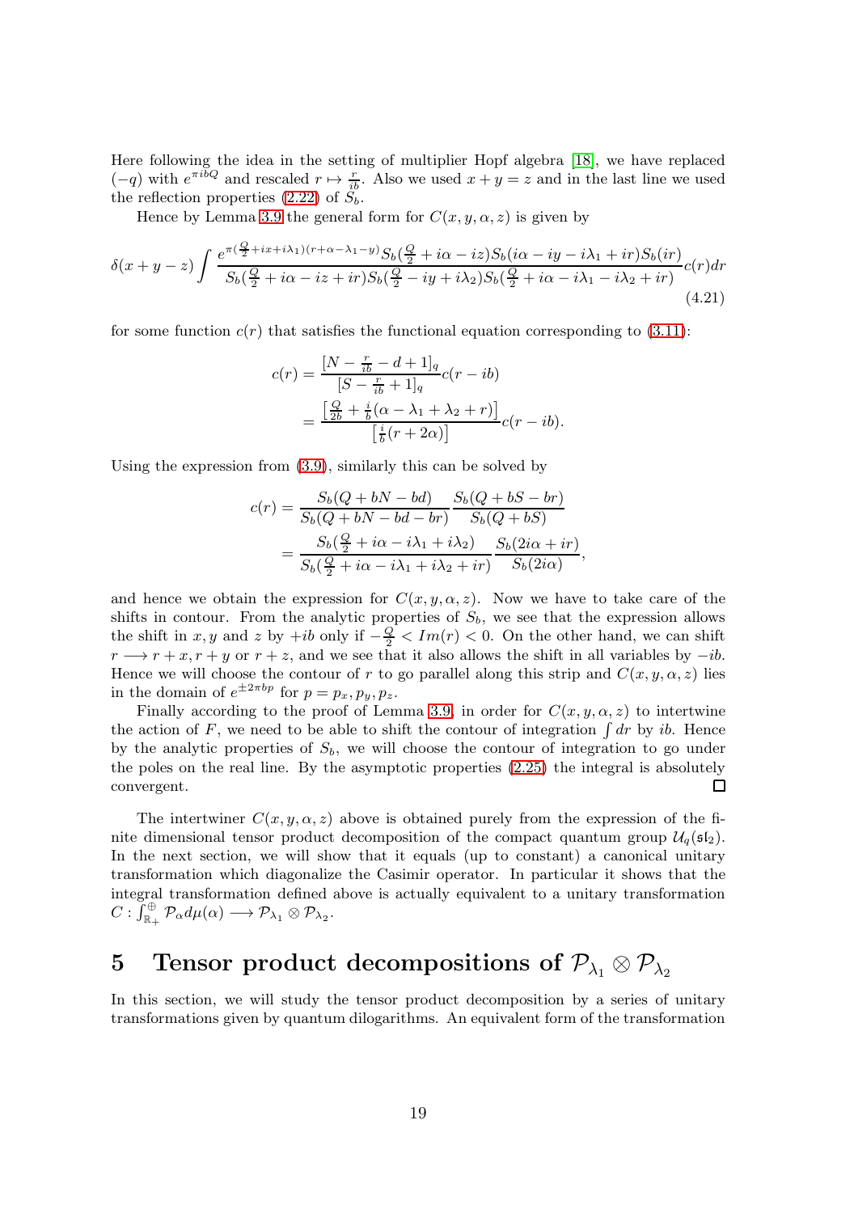Here following the idea in the setting of multiplier Hopf algebra [18], we have replaced $(-q)$ with $e^{\pi i b Q}$ and rescaled $r \mapsto \frac{r}{ib}$. Also we used $x+y=z$ and in the last line we used the reflection properties (2.22) of $S_b$.

Hence by Lemma 3.9 the general form for $C(x,y,\alpha,z)$ is given by

$$\delta(x+y-z)\int \frac{e^{\pi(\frac{Q}{2}+ix+i\lambda_1)(r+\alpha-\lambda_1-y)}S_b(\frac{Q}{2}+i\alpha-iz)S_b(i\alpha-iy-i\lambda_1+ir)S_b(ir)}{S_b(\frac{Q}{2}+i\alpha-iz+ir)S_b(\frac{Q}{2}-iy+i\lambda_2)S_b(\frac{Q}{2}+i\alpha-i\lambda_1-i\lambda_2+ir)}c(r)dr \tag{4.21}$$

for some function $c(r)$ that satisfies the functional equation corresponding to (3.11):

$$\begin{aligned}
c(r) &= \frac{[N-\frac{r}{ib}-d+1]_q}{[S-\frac{r}{ib}+1]_q}c(r-ib)\\
&= \frac{\left[\frac{Q}{2b}+\frac{i}{b}(\alpha-\lambda_1+\lambda_2+r)\right]}{\left[\frac{i}{b}(r+2\alpha)\right]}c(r-ib).
\end{aligned}$$

Using the expression from (3.9), similarly this can be solved by

$$\begin{aligned}
c(r) &= \frac{S_b(Q+bN-bd)}{S_b(Q+bN-bd-br)}\frac{S_b(Q+bS-br)}{S_b(Q+bS)}\\
&= \frac{S_b(\frac{Q}{2}+i\alpha-i\lambda_1+i\lambda_2)}{S_b(\frac{Q}{2}+i\alpha-i\lambda_1+i\lambda_2+ir)}\frac{S_b(2i\alpha+ir)}{S_b(2i\alpha)},
\end{aligned}$$

and hence we obtain the expression for $C(x,y,\alpha,z)$. Now we have to take care of the shifts in contour. From the analytic properties of $S_b$, we see that the expression allows the shift in $x,y$ and $z$ by $+ib$ only if $-\frac{Q}{2}<Im(r)<0$. On the other hand, we can shift $r\longrightarrow r+x, r+y$ or $r+z$, and we see that it also allows the shift in all variables by $-ib$. Hence we will choose the contour of $r$ to go parallel along this strip and $C(x,y,\alpha,z)$ lies in the domain of $e^{\pm 2\pi bp}$ for $p=p_x,p_y,p_z$.

Finally according to the proof of Lemma 3.9, in order for $C(x,y,\alpha,z)$ to intertwine the action of $F$, we need to be able to shift the contour of integration $\int dr$ by $ib$. Hence by the analytic properties of $S_b$, we will choose the contour of integration to go under the poles on the real line. By the asymptotic properties (2.25) the integral is absolutely convergent. ☐

The intertwiner $C(x,y,\alpha,z)$ above is obtained purely from the expression of the finite dimensional tensor product decomposition of the compact quantum group $\mathcal{U}_q(\mathfrak{sl}_2)$. In the next section, we will show that it equals (up to constant) a canonical unitary transformation which diagonalize the Casimir operator. In particular it shows that the integral transformation defined above is actually equivalent to a unitary transformation $C:\int_{\mathbb{R}_+}^{\oplus}\mathcal{P}_\alpha d\mu(\alpha)\longrightarrow \mathcal{P}_{\lambda_1}\otimes\mathcal{P}_{\lambda_2}$.

# 5 Tensor product decompositions of $\mathcal{P}_{\lambda_1}\otimes\mathcal{P}_{\lambda_2}$

In this section, we will study the tensor product decomposition by a series of unitary transformations given by quantum dilogarithms. An equivalent form of the transformation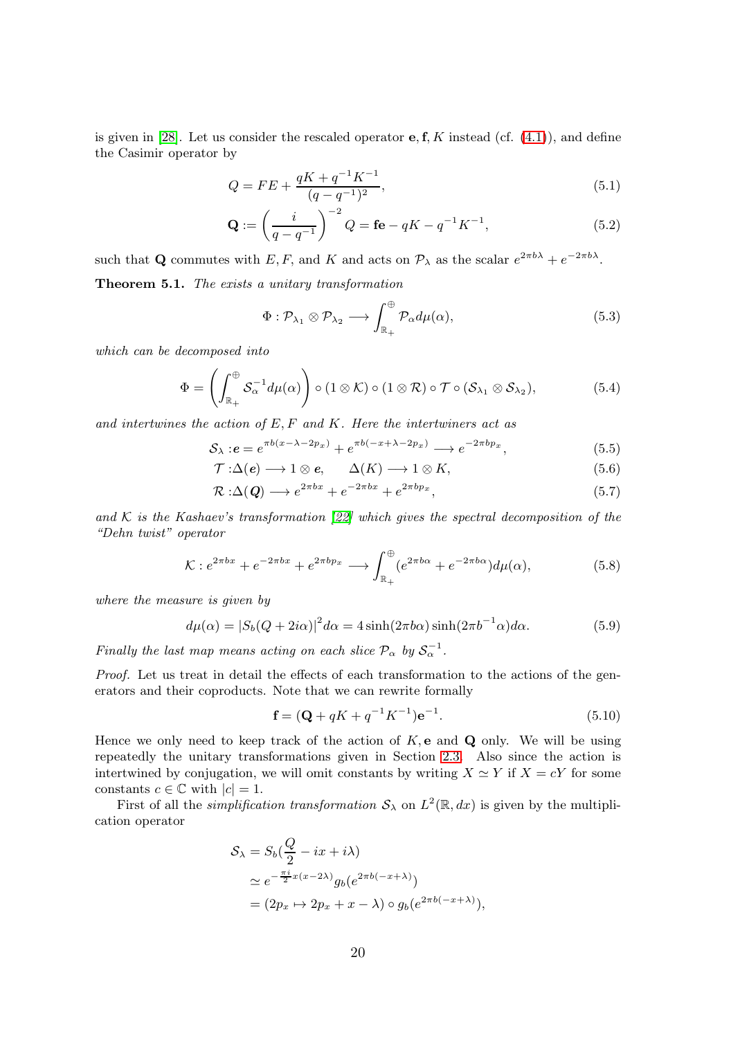is given in [28]. Let us consider the rescaled operator $\mathbf{e}, \mathbf{f}, K$ instead (cf. (4.1)), and define the Casimir operator by

$$Q = FE + \frac{qK + q^{-1}K^{-1}}{(q-q^{-1})^2}, \tag{5.1}$$

$$\mathbf{Q} := \left(\frac{i}{q-q^{-1}}\right)^{-2} Q = \mathbf{fe} - qK - q^{-1}K^{-1}, \tag{5.2}$$

such that $\mathbf{Q}$ commutes with $E, F$, and $K$ and acts on $\mathcal{P}_\lambda$ as the scalar $e^{2\pi b\lambda} + e^{-2\pi b\lambda}$.

**Theorem 5.1.** *The exists a unitary transformation*

$$\Phi : \mathcal{P}_{\lambda_1} \otimes \mathcal{P}_{\lambda_2} \longrightarrow \int_{\mathbb{R}_+}^{\oplus} \mathcal{P}_\alpha d\mu(\alpha), \tag{5.3}$$

*which can be decomposed into*

$$\Phi = \left(\int_{\mathbb{R}_+}^{\oplus} \mathcal{S}_\alpha^{-1} d\mu(\alpha)\right) \circ (1 \otimes \mathcal{K}) \circ (1 \otimes \mathcal{R}) \circ \mathcal{T} \circ (\mathcal{S}_{\lambda_1} \otimes \mathcal{S}_{\lambda_2}), \tag{5.4}$$

*and intertwines the action of $E, F$ and $K$. Here the intertwiners act as*

$$\mathcal{S}_\lambda : \boldsymbol{e} = e^{\pi b(x-\lambda-2p_x)} + e^{\pi b(-x+\lambda-2p_x)} \longrightarrow e^{-2\pi b p_x}, \tag{5.5}$$

$$\mathcal{T} : \Delta(\boldsymbol{e}) \longrightarrow 1 \otimes \boldsymbol{e}, \qquad \Delta(K) \longrightarrow 1 \otimes K, \tag{5.6}$$

$$\mathcal{R} : \Delta(\boldsymbol{Q}) \longrightarrow e^{2\pi bx} + e^{-2\pi bx} + e^{2\pi b p_x}, \tag{5.7}$$

*and $\mathcal{K}$ is the Kashaev's transformation [22] which gives the spectral decomposition of the "Dehn twist" operator*

$$\mathcal{K} : e^{2\pi bx} + e^{-2\pi bx} + e^{2\pi b p_x} \longrightarrow \int_{\mathbb{R}_+}^{\oplus} (e^{2\pi b\alpha} + e^{-2\pi b\alpha}) d\mu(\alpha), \tag{5.8}$$

*where the measure is given by*

$$d\mu(\alpha) = |S_b(Q + 2i\alpha)|^2 d\alpha = 4\sinh(2\pi b\alpha)\sinh(2\pi b^{-1}\alpha) d\alpha. \tag{5.9}$$

*Finally the last map means acting on each slice $\mathcal{P}_\alpha$ by $\mathcal{S}_\alpha^{-1}$.*

*Proof.* Let us treat in detail the effects of each transformation to the actions of the generators and their coproducts. Note that we can rewrite formally

$$\mathbf{f} = (\mathbf{Q} + qK + q^{-1}K^{-1})\mathbf{e}^{-1}. \tag{5.10}$$

Hence we only need to keep track of the action of $K, \mathbf{e}$ and $\mathbf{Q}$ only. We will be using repeatedly the unitary transformations given in Section 2.3. Also since the action is intertwined by conjugation, we will omit constants by writing $X \simeq Y$ if $X = cY$ for some constants $c \in \mathbb{C}$ with $|c| = 1$.

First of all the *simplification transformation* $\mathcal{S}_\lambda$ on $L^2(\mathbb{R}, dx)$ is given by the multiplication operator

$$\begin{aligned}
\mathcal{S}_\lambda &= S_b(\frac{Q}{2} - ix + i\lambda) \\
&\simeq e^{-\frac{\pi i}{2}x(x-2\lambda)} g_b(e^{2\pi b(-x+\lambda)}) \\
&= (2p_x \mapsto 2p_x + x - \lambda) \circ g_b(e^{2\pi b(-x+\lambda)}),
\end{aligned}$$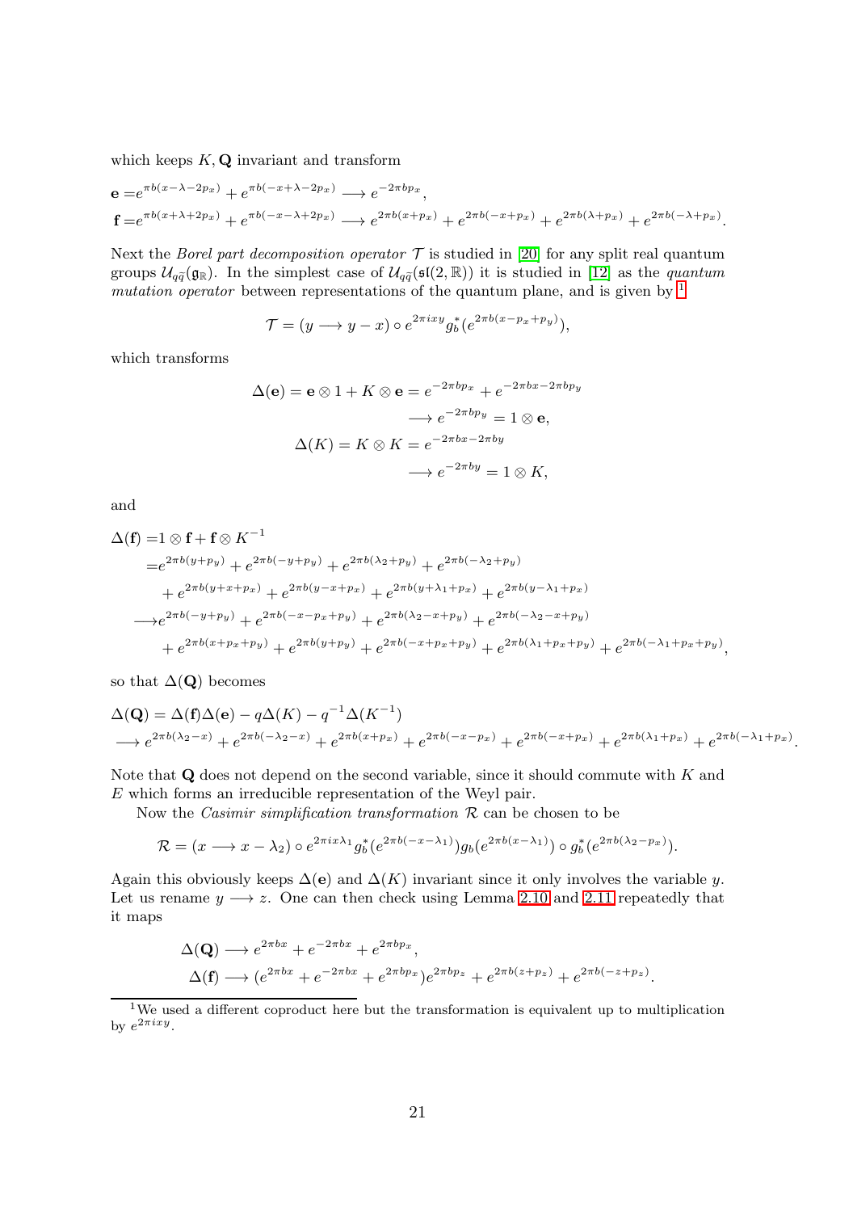which keeps $K, \mathbf{Q}$ invariant and transform

$$
\begin{aligned}
\mathbf{e} =& e^{\pi b(x-\lambda-2p_x)} + e^{\pi b(-x+\lambda-2p_x)} \longrightarrow e^{-2\pi b p_x},\\
\mathbf{f} =& e^{\pi b(x+\lambda+2p_x)} + e^{\pi b(-x-\lambda+2p_x)} \longrightarrow e^{2\pi b(x+p_x)} + e^{2\pi b(-x+p_x)} + e^{2\pi b(\lambda+p_x)} + e^{2\pi b(-\lambda+p_x)}.
\end{aligned}
$$

Next the *Borel part decomposition operator* $\mathcal{T}$ is studied in [20] for any split real quantum groups $\mathcal{U}_{q\widetilde{q}}(\mathfrak{g}_{\mathbb{R}})$. In the simplest case of $\mathcal{U}_{q\widetilde{q}}(\mathfrak{sl}(2,\mathbb{R}))$ it is studied in [12] as the *quantum mutation operator* between representations of the quantum plane, and is given by [1]

$$
\mathcal{T} = (y \longrightarrow y-x) \circ e^{2\pi i xy} g_b^*(e^{2\pi b(x-p_x+p_y)}),
$$

which transforms

$$
\begin{aligned}
\Delta(\mathbf{e}) = \mathbf{e}\otimes 1 + K\otimes \mathbf{e} &= e^{-2\pi b p_x} + e^{-2\pi b x - 2\pi b p_y}\\
&\longrightarrow e^{-2\pi b p_y} = 1\otimes \mathbf{e},\\
\Delta(K) = K\otimes K &= e^{-2\pi b x - 2\pi b y}\\
&\longrightarrow e^{-2\pi b y} = 1\otimes K,
\end{aligned}
$$

and

$$
\begin{aligned}
\Delta(\mathbf{f}) =& 1\otimes \mathbf{f} + \mathbf{f}\otimes K^{-1}\\
=& e^{2\pi b(y+p_y)} + e^{2\pi b(-y+p_y)} + e^{2\pi b(\lambda_2+p_y)} + e^{2\pi b(-\lambda_2+p_y)}\\
&+ e^{2\pi b(y+x+p_x)} + e^{2\pi b(y-x+p_x)} + e^{2\pi b(y+\lambda_1+p_x)} + e^{2\pi b(y-\lambda_1+p_x)}\\
\longrightarrow& e^{2\pi b(-y+p_y)} + e^{2\pi b(-x-p_x+p_y)} + e^{2\pi b(\lambda_2-x+p_y)} + e^{2\pi b(-\lambda_2-x+p_y)}\\
&+ e^{2\pi b(x+p_x+p_y)} + e^{2\pi b(y+p_y)} + e^{2\pi b(-x+p_x+p_y)} + e^{2\pi b(\lambda_1+p_x+p_y)} + e^{2\pi b(-\lambda_1+p_x+p_y)},
\end{aligned}
$$

so that $\Delta(\mathbf{Q})$ becomes

$$
\begin{aligned}
&\Delta(\mathbf{Q}) = \Delta(\mathbf{f})\Delta(\mathbf{e}) - q\Delta(K) - q^{-1}\Delta(K^{-1})\\
&\longrightarrow e^{2\pi b(\lambda_2-x)} + e^{2\pi b(-\lambda_2-x)} + e^{2\pi b(x+p_x)} + e^{2\pi b(-x-p_x)} + e^{2\pi b(-x+p_x)} + e^{2\pi b(\lambda_1+p_x)} + e^{2\pi b(-\lambda_1+p_x)}.
\end{aligned}
$$

Note that $\mathbf{Q}$ does not depend on the second variable, since it should commute with $K$ and $E$ which forms an irreducible representation of the Weyl pair.

Now the *Casimir simplification transformation* $\mathcal{R}$ can be chosen to be

$$
\mathcal{R} = (x \longrightarrow x-\lambda_2) \circ e^{2\pi i x\lambda_1} g_b^*(e^{2\pi b(-x-\lambda_1)}) g_b(e^{2\pi b(x-\lambda_1)}) \circ g_b^*(e^{2\pi b(\lambda_2-p_x)}).
$$

Again this obviously keeps $\Delta(\mathbf{e})$ and $\Delta(K)$ invariant since it only involves the variable $y$. Let us rename $y \longrightarrow z$. One can then check using Lemma 2.10 and 2.11 repeatedly that it maps

$$
\begin{aligned}
\Delta(\mathbf{Q}) &\longrightarrow e^{2\pi b x} + e^{-2\pi b x} + e^{2\pi b p_x},\\
\Delta(\mathbf{f}) &\longrightarrow (e^{2\pi b x} + e^{-2\pi b x} + e^{2\pi b p_x})e^{2\pi b p_z} + e^{2\pi b(z+p_z)} + e^{2\pi b(-z+p_z)}.
\end{aligned}
$$

[1] We used a different coproduct here but the transformation is equivalent up to multiplication by $e^{2\pi i xy}$.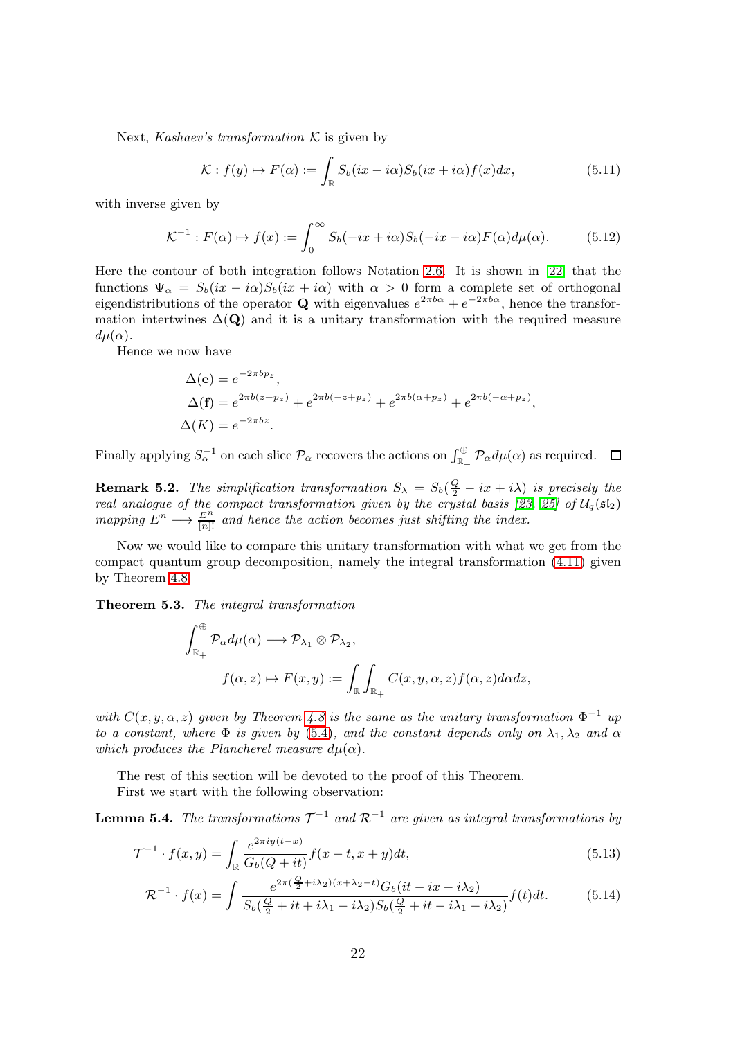Next, *Kashaev's transformation* $\mathcal{K}$ is given by

$$\mathcal{K}: f(y) \mapsto F(\alpha) := \int_{\mathbb{R}} S_b(ix - i\alpha)S_b(ix + i\alpha)f(x)dx, \tag{5.11}$$

with inverse given by

$$\mathcal{K}^{-1}: F(\alpha) \mapsto f(x) := \int_0^\infty S_b(-ix + i\alpha)S_b(-ix - i\alpha)F(\alpha)d\mu(\alpha). \tag{5.12}$$

Here the contour of both integration follows Notation 2.6. It is shown in [22] that the functions $\Psi_\alpha = S_b(ix - i\alpha)S_b(ix + i\alpha)$ with $\alpha > 0$ form a complete set of orthogonal eigendistributions of the operator $\mathbf{Q}$ with eigenvalues $e^{2\pi b\alpha} + e^{-2\pi b\alpha}$, hence the transformation intertwines $\Delta(\mathbf{Q})$ and it is a unitary transformation with the required measure $d\mu(\alpha)$.

Hence we now have

$$\begin{aligned}
\Delta(\mathbf{e}) &= e^{-2\pi b p_z}, \\
\Delta(\mathbf{f}) &= e^{2\pi b(z+p_z)} + e^{2\pi b(-z+p_z)} + e^{2\pi b(\alpha+p_z)} + e^{2\pi b(-\alpha+p_z)}, \\
\Delta(K) &= e^{-2\pi b z}.
\end{aligned}$$

Finally applying $S_\alpha^{-1}$ on each slice $\mathcal{P}_\alpha$ recovers the actions on $\int_{\mathbb{R}_+}^{\oplus} \mathcal{P}_\alpha d\mu(\alpha)$ as required. □

**Remark 5.2.** *The simplification transformation $S_\lambda = S_b(\frac{Q}{2} - ix + i\lambda)$ is precisely the real analogue of the compact transformation given by the crystal basis [23, 25] of $\mathcal{U}_q(\mathfrak{sl}_2)$ mapping $E^n \longrightarrow \frac{E^n}{[n]!}$ and hence the action becomes just shifting the index.*

Now we would like to compare this unitary transformation with what we get from the compact quantum group decomposition, namely the integral transformation (4.11) given by Theorem 4.8.

**Theorem 5.3.** *The integral transformation*

$$\int_{\mathbb{R}_+}^{\oplus} \mathcal{P}_\alpha d\mu(\alpha) \longrightarrow \mathcal{P}_{\lambda_1} \otimes \mathcal{P}_{\lambda_2},$$

$$f(\alpha, z) \mapsto F(x, y) := \int_{\mathbb{R}} \int_{\mathbb{R}_+} C(x, y, \alpha, z) f(\alpha, z) d\alpha dz,$$

*with $C(x, y, \alpha, z)$ given by Theorem 4.8 is the same as the unitary transformation $\Phi^{-1}$ up to a constant, where $\Phi$ is given by (5.4), and the constant depends only on $\lambda_1, \lambda_2$ and $\alpha$ which produces the Plancherel measure $d\mu(\alpha)$.*

The rest of this section will be devoted to the proof of this Theorem.

First we start with the following observation:

**Lemma 5.4.** *The transformations $\mathcal{T}^{-1}$ and $\mathcal{R}^{-1}$ are given as integral transformations by*

$$\mathcal{T}^{-1} \cdot f(x, y) = \int_{\mathbb{R}} \frac{e^{2\pi i y(t-x)}}{G_b(Q + it)} f(x - t, x + y)dt, \tag{5.13}$$

$$\mathcal{R}^{-1} \cdot f(x) = \int \frac{e^{2\pi(\frac{Q}{2} + i\lambda_2)(x + \lambda_2 - t)} G_b(it - ix - i\lambda_2)}{S_b(\frac{Q}{2} + it + i\lambda_1 - i\lambda_2)S_b(\frac{Q}{2} + it - i\lambda_1 - i\lambda_2)} f(t)dt. \tag{5.14}$$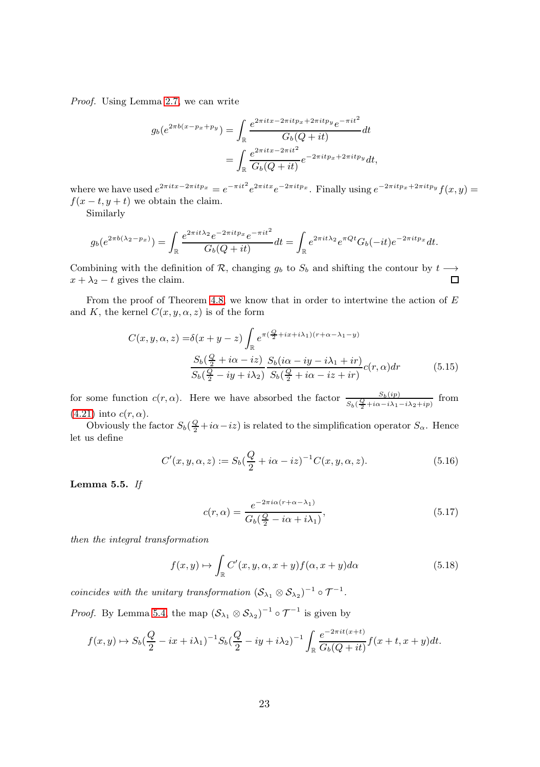*Proof.* Using Lemma 2.7, we can write

$$\begin{aligned} g_b(e^{2\pi b(x-p_x+p_y)}) &= \int_{\mathbb{R}} \frac{e^{2\pi itx-2\pi itp_x+2\pi itp_y}e^{-\pi it^2}}{G_b(Q+it)}dt \\ &= \int_{\mathbb{R}} \frac{e^{2\pi itx-2\pi it^2}}{G_b(Q+it)}e^{-2\pi itp_x+2\pi itp_y}dt, \end{aligned}$$

where we have used $e^{2\pi itx-2\pi itp_x} = e^{-\pi it^2}e^{2\pi itx}e^{-2\pi itp_x}$. Finally using $e^{-2\pi itp_x+2\pi itp_y}f(x,y) = f(x-t, y+t)$ we obtain the claim.

Similarly

$$g_b(e^{2\pi b(\lambda_2-p_x)}) = \int_{\mathbb{R}} \frac{e^{2\pi it\lambda_2}e^{-2\pi itp_x}e^{-\pi it^2}}{G_b(Q+it)}dt = \int_{\mathbb{R}} e^{2\pi it\lambda_2}e^{\pi Qt}G_b(-it)e^{-2\pi itp_x}dt.$$

Combining with the definition of $\mathcal{R}$, changing $g_b$ to $S_b$ and shifting the contour by $t \longrightarrow x+\lambda_2-t$ gives the claim. □

From the proof of Theorem 4.8, we know that in order to intertwine the action of $E$ and $K$, the kernel $C(x,y,\alpha,z)$ is of the form

$$\begin{aligned} C(x,y,\alpha,z) =&\delta(x+y-z)\int_{\mathbb{R}} e^{\pi(\frac{Q}{2}+ix+i\lambda_1)(r+\alpha-\lambda_1-y)} \\ &\frac{S_b(\frac{Q}{2}+i\alpha-iz)}{S_b(\frac{Q}{2}-iy+i\lambda_2)}\frac{S_b(i\alpha-iy-i\lambda_1+ir)}{S_b(\frac{Q}{2}+i\alpha-iz+ir)}c(r,\alpha)dr \end{aligned} \tag{5.15}$$

for some function $c(r,\alpha)$. Here we have absorbed the factor $\frac{S_b(ip)}{S_b(\frac{Q}{2}+i\alpha-i\lambda_1-i\lambda_2+ip)}$ from (4.21) into $c(r,\alpha)$.

Obviously the factor $S_b(\frac{Q}{2}+i\alpha-iz)$ is related to the simplification operator $S_\alpha$. Hence let us define

$$C'(x,y,\alpha,z) := S_b(\frac{Q}{2}+i\alpha-iz)^{-1}C(x,y,\alpha,z). \tag{5.16}$$

**Lemma 5.5.** *If*

$$c(r,\alpha) = \frac{e^{-2\pi i\alpha(r+\alpha-\lambda_1)}}{G_b(\frac{Q}{2}-i\alpha+i\lambda_1)}, \tag{5.17}$$

*then the integral transformation*

$$f(x,y) \mapsto \int_{\mathbb{R}} C'(x,y,\alpha,x+y)f(\alpha,x+y)d\alpha \tag{5.18}$$

*coincides with the unitary transformation $(\mathcal{S}_{\lambda_1}\otimes\mathcal{S}_{\lambda_2})^{-1}\circ\mathcal{T}^{-1}$.*

*Proof.* By Lemma 5.4, the map $(\mathcal{S}_{\lambda_1}\otimes\mathcal{S}_{\lambda_2})^{-1}\circ\mathcal{T}^{-1}$ is given by

$$f(x,y) \mapsto S_b(\frac{Q}{2}-ix+i\lambda_1)^{-1}S_b(\frac{Q}{2}-iy+i\lambda_2)^{-1}\int_{\mathbb{R}} \frac{e^{-2\pi it(x+t)}}{G_b(Q+it)}f(x+t,x+y)dt.$$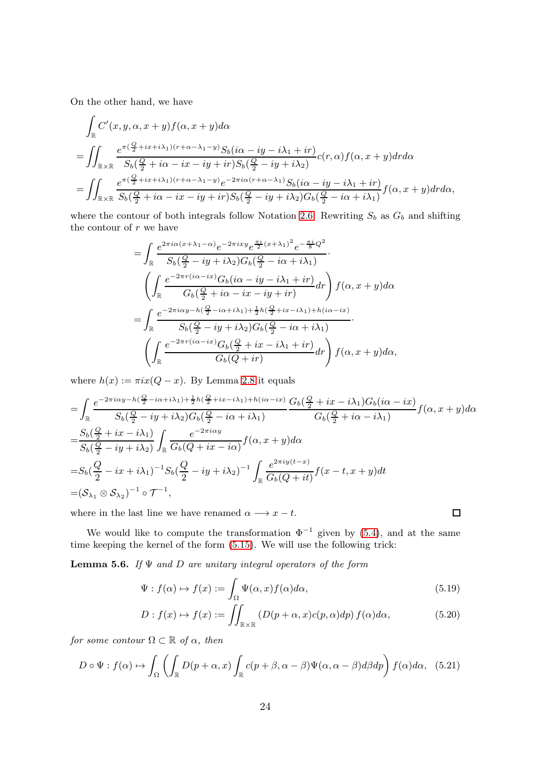On the other hand, we have

$$
\begin{aligned}
&\int_{\mathbb{R}} C'(x,y,\alpha,x+y)f(\alpha,x+y)d\alpha\\
=&\iint_{\mathbb{R}\times\mathbb{R}} \frac{e^{\pi(\frac{Q}{2}+ix+i\lambda_1)(r+\alpha-\lambda_1-y)}S_b(i\alpha-iy-i\lambda_1+ir)}{S_b(\frac{Q}{2}+i\alpha-ix-iy+ir)S_b(\frac{Q}{2}-iy+i\lambda_2)}c(r,\alpha)f(\alpha,x+y)drd\alpha\\
=&\iint_{\mathbb{R}\times\mathbb{R}} \frac{e^{\pi(\frac{Q}{2}+ix+i\lambda_1)(r+\alpha-\lambda_1-y)}e^{-2\pi i\alpha(r+\alpha-\lambda_1)}S_b(i\alpha-iy-i\lambda_1+ir)}{S_b(\frac{Q}{2}+i\alpha-ix-iy+ir)S_b(\frac{Q}{2}-iy+i\lambda_2)G_b(\frac{Q}{2}-i\alpha+i\lambda_1)}f(\alpha,x+y)drd\alpha,
\end{aligned}
$$

where the contour of both integrals follow Notation 2.6. Rewriting $S_b$ as $G_b$ and shifting the contour of $r$ we have

$$
\begin{aligned}
=&\int_{\mathbb{R}} \frac{e^{2\pi i\alpha(x+\lambda_1-\alpha)}e^{-2\pi ixy}e^{\frac{\pi i}{2}(x+\lambda_1)^2}e^{-\frac{\pi i}{8}Q^2}}{S_b(\frac{Q}{2}-iy+i\lambda_2)G_b(\frac{Q}{2}-i\alpha+i\lambda_1)}\cdot\\
&\left(\int_{\mathbb{R}}\frac{e^{-2\pi r(i\alpha-ix)}G_b(i\alpha-iy-i\lambda_1+ir)}{G_b(\frac{Q}{2}+i\alpha-ix-iy+ir)}dr\right)f(\alpha,x+y)d\alpha\\
=&\int_{\mathbb{R}} \frac{e^{-2\pi i\alpha y-h(\frac{Q}{2}-i\alpha+i\lambda_1)+\frac{1}{2}h(\frac{Q}{2}+ix-i\lambda_1)+h(i\alpha-ix)}}{S_b(\frac{Q}{2}-iy+i\lambda_2)G_b(\frac{Q}{2}-i\alpha+i\lambda_1)}\cdot\\
&\left(\int_{\mathbb{R}}\frac{e^{-2\pi r(i\alpha-ix)}G_b(\frac{Q}{2}+ix-i\lambda_1+ir)}{G_b(Q+ir)}dr\right)f(\alpha,x+y)d\alpha,
\end{aligned}
$$

where $h(x):=\pi ix(Q-x)$. By Lemma 2.8 it equals

$$
\begin{aligned}
=&\int_{\mathbb{R}} \frac{e^{-2\pi i\alpha y-h(\frac{Q}{2}-i\alpha+i\lambda_1)+\frac{1}{2}h(\frac{Q}{2}+ix-i\lambda_1)+h(i\alpha-ix)}}{S_b(\frac{Q}{2}-iy+i\lambda_2)G_b(\frac{Q}{2}-i\alpha+i\lambda_1)}\frac{G_b(\frac{Q}{2}+ix-i\lambda_1)G_b(i\alpha-ix)}{G_b(\frac{Q}{2}+i\alpha-i\lambda_1)}f(\alpha,x+y)d\alpha\\
=&\frac{S_b(\frac{Q}{2}+ix-i\lambda_1)}{S_b(\frac{Q}{2}-iy+i\lambda_2)}\int_{\mathbb{R}}\frac{e^{-2\pi i\alpha y}}{G_b(Q+ix-i\alpha)}f(\alpha,x+y)d\alpha\\
=&S_b(\frac{Q}{2}-ix+i\lambda_1)^{-1}S_b(\frac{Q}{2}-iy+i\lambda_2)^{-1}\int_{\mathbb{R}}\frac{e^{2\pi iy(t-x)}}{G_b(Q+it)}f(x-t,x+y)dt\\
=&(\mathcal{S}_{\lambda_1}\otimes\mathcal{S}_{\lambda_2})^{-1}\circ\mathcal{T}^{-1},
\end{aligned}
$$

where in the last line we have renamed $\alpha\longrightarrow x-t$. ∎

We would like to compute the transformation $\Phi^{-1}$ given by (5.4), and at the same time keeping the kernel of the form (5.15). We will use the following trick:

**Lemma 5.6.** *If $\Psi$ and $D$ are unitary integral operators of the form*

$$
\Psi: f(\alpha)\mapsto f(x):=\int_{\Omega}\Psi(\alpha,x)f(\alpha)d\alpha, \tag{5.19}
$$

$$
D: f(x)\mapsto f(x):=\iint_{\mathbb{R}\times\mathbb{R}}\left(D(p+\alpha,x)c(p,\alpha)dp\right)f(\alpha)d\alpha, \tag{5.20}
$$

*for some contour $\Omega\subset\mathbb{R}$ of $\alpha$, then*

$$
D\circ\Psi: f(\alpha)\mapsto\int_{\Omega}\left(\int_{\mathbb{R}}D(p+\alpha,x)\int_{\mathbb{R}}c(p+\beta,\alpha-\beta)\Psi(\alpha,\alpha-\beta)d\beta dp\right)f(\alpha)d\alpha, \tag{5.21}
$$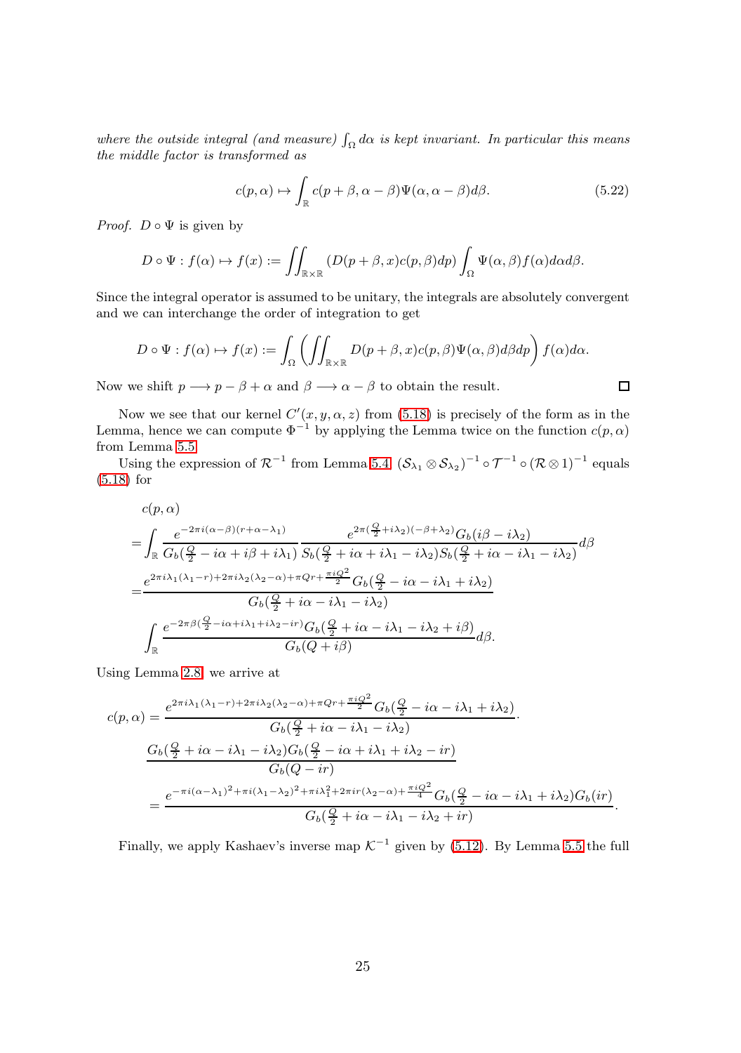*where the outside integral (and measure) $\int_\Omega d\alpha$ is kept invariant. In particular this means the middle factor is transformed as*

$$c(p,\alpha)\mapsto \int_{\mathbb{R}} c(p+\beta,\alpha-\beta)\Psi(\alpha,\alpha-\beta)d\beta. \tag{5.22}$$

*Proof.* $D\circ\Psi$ is given by

$$D\circ\Psi : f(\alpha)\mapsto f(x) := \iint_{\mathbb{R}\times\mathbb{R}} (D(p+\beta,x)c(p,\beta)dp)\int_\Omega \Psi(\alpha,\beta)f(\alpha)d\alpha d\beta.$$

Since the integral operator is assumed to be unitary, the integrals are absolutely convergent and we can interchange the order of integration to get

$$D\circ\Psi : f(\alpha)\mapsto f(x) := \int_\Omega\left(\iint_{\mathbb{R}\times\mathbb{R}} D(p+\beta,x)c(p,\beta)\Psi(\alpha,\beta)d\beta dp\right)f(\alpha)d\alpha.$$

Now we shift $p\longrightarrow p-\beta+\alpha$ and $\beta\longrightarrow\alpha-\beta$ to obtain the result. □

Now we see that our kernel $C'(x,y,\alpha,z)$ from (5.18) is precisely of the form as in the Lemma, hence we can compute $\Phi^{-1}$ by applying the Lemma twice on the function $c(p,\alpha)$ from Lemma 5.5.

Using the expression of $\mathcal{R}^{-1}$ from Lemma 5.4, $(\mathcal{S}_{\lambda_1}\otimes\mathcal{S}_{\lambda_2})^{-1}\circ\mathcal{T}^{-1}\circ(\mathcal{R}\otimes 1)^{-1}$ equals (5.18) for

$$\begin{aligned}
&c(p,\alpha)\\
=&\int_{\mathbb{R}}\frac{e^{-2\pi i(\alpha-\beta)(r+\alpha-\lambda_1)}}{G_b(\frac{Q}{2}-i\alpha+i\beta+i\lambda_1)}\frac{e^{2\pi(\frac{Q}{2}+i\lambda_2)(-\beta+\lambda_2)}G_b(i\beta-i\lambda_2)}{S_b(\frac{Q}{2}+i\alpha+i\lambda_1-i\lambda_2)S_b(\frac{Q}{2}+i\alpha-i\lambda_1-i\lambda_2)}d\beta\\
=&\frac{e^{2\pi i\lambda_1(\lambda_1-r)+2\pi i\lambda_2(\lambda_2-\alpha)+\pi Qr+\frac{\pi iQ^2}{2}}G_b(\frac{Q}{2}-i\alpha-i\lambda_1+i\lambda_2)}{G_b(\frac{Q}{2}+i\alpha-i\lambda_1-i\lambda_2)}\\
&\int_{\mathbb{R}}\frac{e^{-2\pi\beta(\frac{Q}{2}-i\alpha+i\lambda_1+i\lambda_2-ir)}G_b(\frac{Q}{2}+i\alpha-i\lambda_1-i\lambda_2+i\beta)}{G_b(Q+i\beta)}d\beta.
\end{aligned}$$

Using Lemma 2.8, we arrive at

$$\begin{aligned}
c(p,\alpha)=&\frac{e^{2\pi i\lambda_1(\lambda_1-r)+2\pi i\lambda_2(\lambda_2-\alpha)+\pi Qr+\frac{\pi iQ^2}{2}}G_b(\frac{Q}{2}-i\alpha-i\lambda_1+i\lambda_2)}{G_b(\frac{Q}{2}+i\alpha-i\lambda_1-i\lambda_2)}\cdot\\
&\frac{G_b(\frac{Q}{2}+i\alpha-i\lambda_1-i\lambda_2)G_b(\frac{Q}{2}-i\alpha+i\lambda_1+i\lambda_2-ir)}{G_b(Q-ir)}\\
=&\frac{e^{-\pi i(\alpha-\lambda_1)^2+\pi i(\lambda_1-\lambda_2)^2+\pi i\lambda_1^2+2\pi ir(\lambda_2-\alpha)+\frac{\pi iQ^2}{4}}G_b(\frac{Q}{2}-i\alpha-i\lambda_1+i\lambda_2)G_b(ir)}{G_b(\frac{Q}{2}+i\alpha-i\lambda_1-i\lambda_2+ir)}.
\end{aligned}$$

Finally, we apply Kashaev's inverse map $\mathcal{K}^{-1}$ given by (5.12). By Lemma 5.5 the full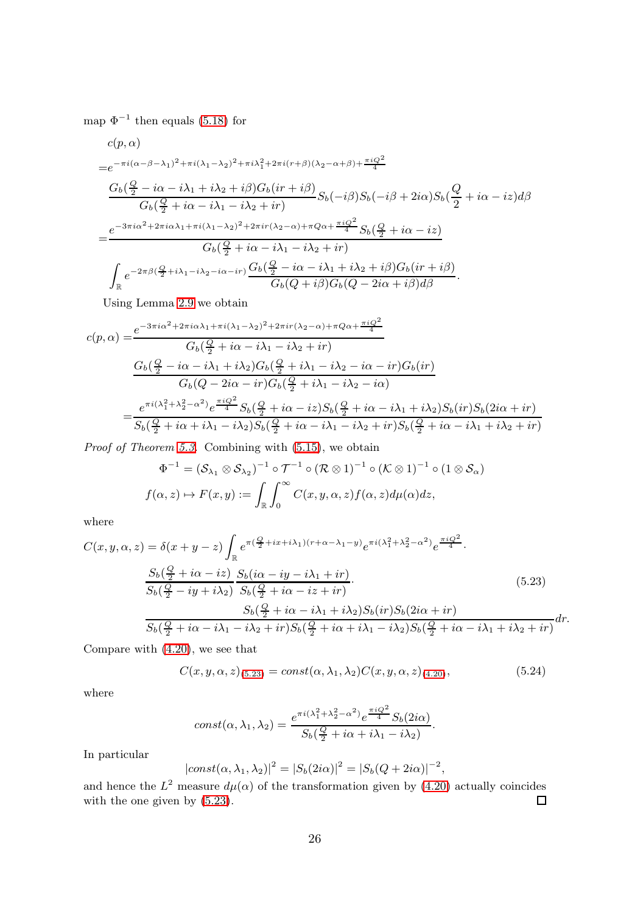map $\Phi^{-1}$ then equals (5.18) for

$$
\begin{aligned}
&c(p,\alpha)\\
=&e^{-\pi i(\alpha-\beta-\lambda_1)^2+\pi i(\lambda_1-\lambda_2)^2+\pi i\lambda_1^2+2\pi i(r+\beta)(\lambda_2-\alpha+\beta)+\frac{\pi i Q^2}{4}}\\
&\frac{G_b(\frac{Q}{2}-i\alpha-i\lambda_1+i\lambda_2+i\beta)G_b(ir+i\beta)}{G_b(\frac{Q}{2}+i\alpha-i\lambda_1-i\lambda_2+ir)}S_b(-i\beta)S_b(-i\beta+2i\alpha)S_b(\frac{Q}{2}+i\alpha-iz)d\beta\\
=&\frac{e^{-3\pi i\alpha^2+2\pi i\alpha\lambda_1+\pi i(\lambda_1-\lambda_2)^2+2\pi ir(\lambda_2-\alpha)+\pi Q\alpha+\frac{\pi i Q^2}{4}}S_b(\frac{Q}{2}+i\alpha-iz)}{G_b(\frac{Q}{2}+i\alpha-i\lambda_1-i\lambda_2+ir)}\\
&\int_{\mathbb{R}}e^{-2\pi\beta(\frac{Q}{2}+i\lambda_1-i\lambda_2-i\alpha-ir)}\frac{G_b(\frac{Q}{2}-i\alpha-i\lambda_1+i\lambda_2+i\beta)G_b(ir+i\beta)}{G_b(Q+i\beta)G_b(Q-2i\alpha+i\beta)d\beta}.
\end{aligned}
$$

Using Lemma 2.9 we obtain

$$
\begin{aligned}
c(p,\alpha)=&\frac{e^{-3\pi i\alpha^2+2\pi i\alpha\lambda_1+\pi i(\lambda_1-\lambda_2)^2+2\pi ir(\lambda_2-\alpha)+\pi Q\alpha+\frac{\pi i Q^2}{4}}}{G_b(\frac{Q}{2}+i\alpha-i\lambda_1-i\lambda_2+ir)}\\
&\frac{G_b(\frac{Q}{2}-i\alpha-i\lambda_1+i\lambda_2)G_b(\frac{Q}{2}+i\lambda_1-i\lambda_2-i\alpha-ir)G_b(ir)}{G_b(Q-2i\alpha-ir)G_b(\frac{Q}{2}+i\lambda_1-i\lambda_2-i\alpha)}\\
=&\frac{e^{\pi i(\lambda_1^2+\lambda_2^2-\alpha^2)}e^{\frac{\pi i Q^2}{4}}S_b(\frac{Q}{2}+i\alpha-iz)S_b(\frac{Q}{2}+i\alpha-i\lambda_1+i\lambda_2)S_b(ir)S_b(2i\alpha+ir)}{S_b(\frac{Q}{2}+i\alpha+i\lambda_1-i\lambda_2)S_b(\frac{Q}{2}+i\alpha-i\lambda_1-i\lambda_2+ir)S_b(\frac{Q}{2}+i\alpha-i\lambda_1+i\lambda_2+ir)}
\end{aligned}
$$

*Proof of Theorem 5.3.* Combining with (5.15), we obtain

$$
\Phi^{-1}=(\mathcal{S}_{\lambda_1}\otimes\mathcal{S}_{\lambda_2})^{-1}\circ\mathcal{T}^{-1}\circ(\mathcal{R}\otimes 1)^{-1}\circ(\mathcal{K}\otimes 1)^{-1}\circ(1\otimes\mathcal{S}_\alpha)
$$

$$
f(\alpha,z)\mapsto F(x,y):=\int_{\mathbb{R}}\int_0^\infty C(x,y,\alpha,z)f(\alpha,z)d\mu(\alpha)dz,
$$

where

$$
\begin{aligned}
C(x,y,\alpha,z)=&\,\delta(x+y-z)\int_{\mathbb{R}}e^{\pi(\frac{Q}{2}+ix+i\lambda_1)(r+\alpha-\lambda_1-y)}e^{\pi i(\lambda_1^2+\lambda_2^2-\alpha^2)}e^{\frac{\pi i Q^2}{4}}\cdot\\
&\frac{S_b(\frac{Q}{2}+i\alpha-iz)}{S_b(\frac{Q}{2}-iy+i\lambda_2)}\frac{S_b(i\alpha-iy-i\lambda_1+ir)}{S_b(\frac{Q}{2}+i\alpha-iz+ir)}\cdot\\
&\frac{S_b(\frac{Q}{2}+i\alpha-i\lambda_1+i\lambda_2)S_b(ir)S_b(2i\alpha+ir)}{S_b(\frac{Q}{2}+i\alpha-i\lambda_1-i\lambda_2+ir)S_b(\frac{Q}{2}+i\alpha+i\lambda_1-i\lambda_2)S_b(\frac{Q}{2}+i\alpha-i\lambda_1+i\lambda_2+ir)}dr.
\end{aligned}
\tag{5.23}
$$

Compare with (4.20), we see that

$$
C(x,y,\alpha,z)_{(5.23)}=const(\alpha,\lambda_1,\lambda_2)C(x,y,\alpha,z)_{(4.20)},\tag{5.24}
$$

where

$$
const(\alpha,\lambda_1,\lambda_2)=\frac{e^{\pi i(\lambda_1^2+\lambda_2^2-\alpha^2)}e^{\frac{\pi i Q^2}{4}}S_b(2i\alpha)}{S_b(\frac{Q}{2}+i\alpha+i\lambda_1-i\lambda_2)}.
$$

In particular

$$
|const(\alpha,\lambda_1,\lambda_2)|^2=|S_b(2i\alpha)|^2=|S_b(Q+2i\alpha)|^{-2},
$$

and hence the $L^2$ measure $d\mu(\alpha)$ of the transformation given by (4.20) actually coincides with the one given by (5.23). □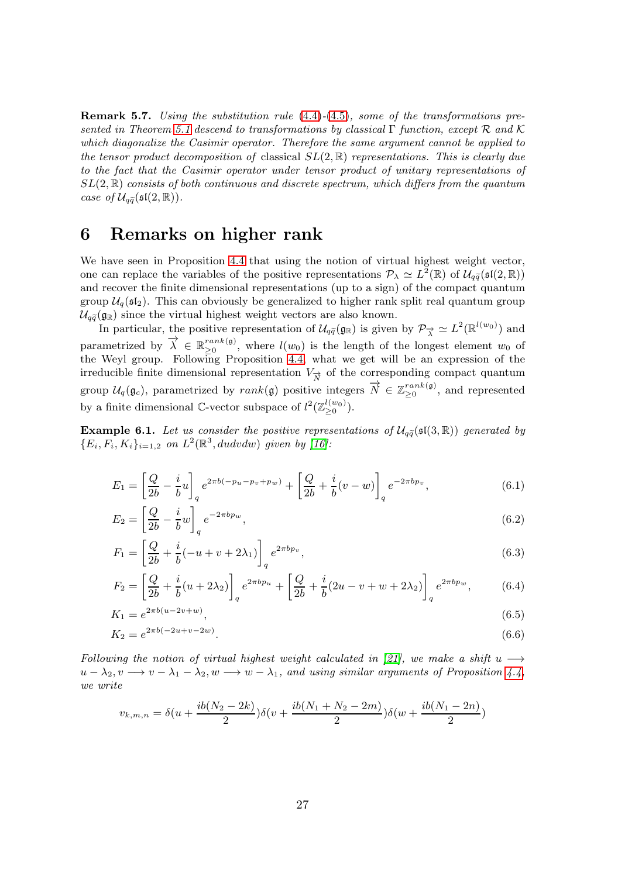**Remark 5.7.** *Using the substitution rule (4.4)-(4.5), some of the transformations presented in Theorem 5.1 descend to transformations by classical $\Gamma$ function, except $\mathcal{R}$ and $\mathcal{K}$ which diagonalize the Casimir operator. Therefore the same argument cannot be applied to the tensor product decomposition of* classical *$SL(2,\mathbb{R})$ representations. This is clearly due to the fact that the Casimir operator under tensor product of unitary representations of $SL(2,\mathbb{R})$ consists of both continuous and discrete spectrum, which differs from the quantum case of $\mathcal{U}_{q\widetilde{q}}(\mathfrak{sl}(2,\mathbb{R}))$.*

## 6 Remarks on higher rank

We have seen in Proposition 4.4 that using the notion of virtual highest weight vector, one can replace the variables of the positive representations $\mathcal{P}_\lambda \simeq L^2(\mathbb{R})$ of $\mathcal{U}_{q\widetilde{q}}(\mathfrak{sl}(2,\mathbb{R}))$ and recover the finite dimensional representations (up to a sign) of the compact quantum group $\mathcal{U}_q(\mathfrak{sl}_2)$. This can obviously be generalized to higher rank split real quantum group $\mathcal{U}_{q\widetilde{q}}(\mathfrak{g}_\mathbb{R})$ since the virtual highest weight vectors are also known.

In particular, the positive representation of $\mathcal{U}_{q\widetilde{q}}(\mathfrak{g}_\mathbb{R})$ is given by $\mathcal{P}_{\overrightarrow{\lambda}} \simeq L^2(\mathbb{R}^{l(w_0)})$ and parametrized by $\overrightarrow{\lambda} \in \mathbb{R}_{\geq 0}^{rank(\mathfrak{g})}$, where $l(w_0)$ is the length of the longest element $w_0$ of the Weyl group. Following Proposition 4.4, what we get will be an expression of the irreducible finite dimensional representation $V_{\overrightarrow{N}}$ of the corresponding compact quantum group $\mathcal{U}_q(\mathfrak{g}_c)$, parametrized by $rank(\mathfrak{g})$ positive integers $\overrightarrow{N} \in \mathbb{Z}_{\geq 0}^{rank(\mathfrak{g})}$, and represented by a finite dimensional $\mathbb{C}$-vector subspace of $l^2(\mathbb{Z}_{\geq 0}^{l(w_0)})$.

**Example 6.1.** *Let us consider the positive representations of $\mathcal{U}_{q\widetilde{q}}(\mathfrak{sl}(3,\mathbb{R}))$ generated by $\{E_i, F_i, K_i\}_{i=1,2}$ on $L^2(\mathbb{R}^3, dudvdw)$ given by [16]:*

$$E_1 = \left[\frac{Q}{2b} - \frac{i}{b}u\right]_q e^{2\pi b(-p_u - p_v + p_w)} + \left[\frac{Q}{2b} + \frac{i}{b}(v-w)\right]_q e^{-2\pi b p_v}, \tag{6.1}$$

$$E_2 = \left[\frac{Q}{2b} - \frac{i}{b}w\right]_q e^{-2\pi b p_w}, \tag{6.2}$$

$$F_1 = \left[\frac{Q}{2b} + \frac{i}{b}(-u + v + 2\lambda_1)\right]_q e^{2\pi b p_v}, \tag{6.3}$$

$$F_2 = \left[\frac{Q}{2b} + \frac{i}{b}(u + 2\lambda_2)\right]_q e^{2\pi b p_u} + \left[\frac{Q}{2b} + \frac{i}{b}(2u - v + w + 2\lambda_2)\right]_q e^{2\pi b p_w}, \tag{6.4}$$

$$K_1 = e^{2\pi b(u - 2v + w)}, \tag{6.5}$$

$$K_2 = e^{2\pi b(-2u + v - 2w)}. \tag{6.6}$$

*Following the notion of virtual highest weight calculated in [21], we make a shift $u \longrightarrow u - \lambda_2, v \longrightarrow v - \lambda_1 - \lambda_2, w \longrightarrow w - \lambda_1$, and using similar arguments of Proposition 4.4, we write*

$$v_{k,m,n} = \delta\left(u + \frac{ib(N_2 - 2k)}{2}\right)\delta\left(v + \frac{ib(N_1 + N_2 - 2m)}{2}\right)\delta\left(w + \frac{ib(N_1 - 2n)}{2}\right)$$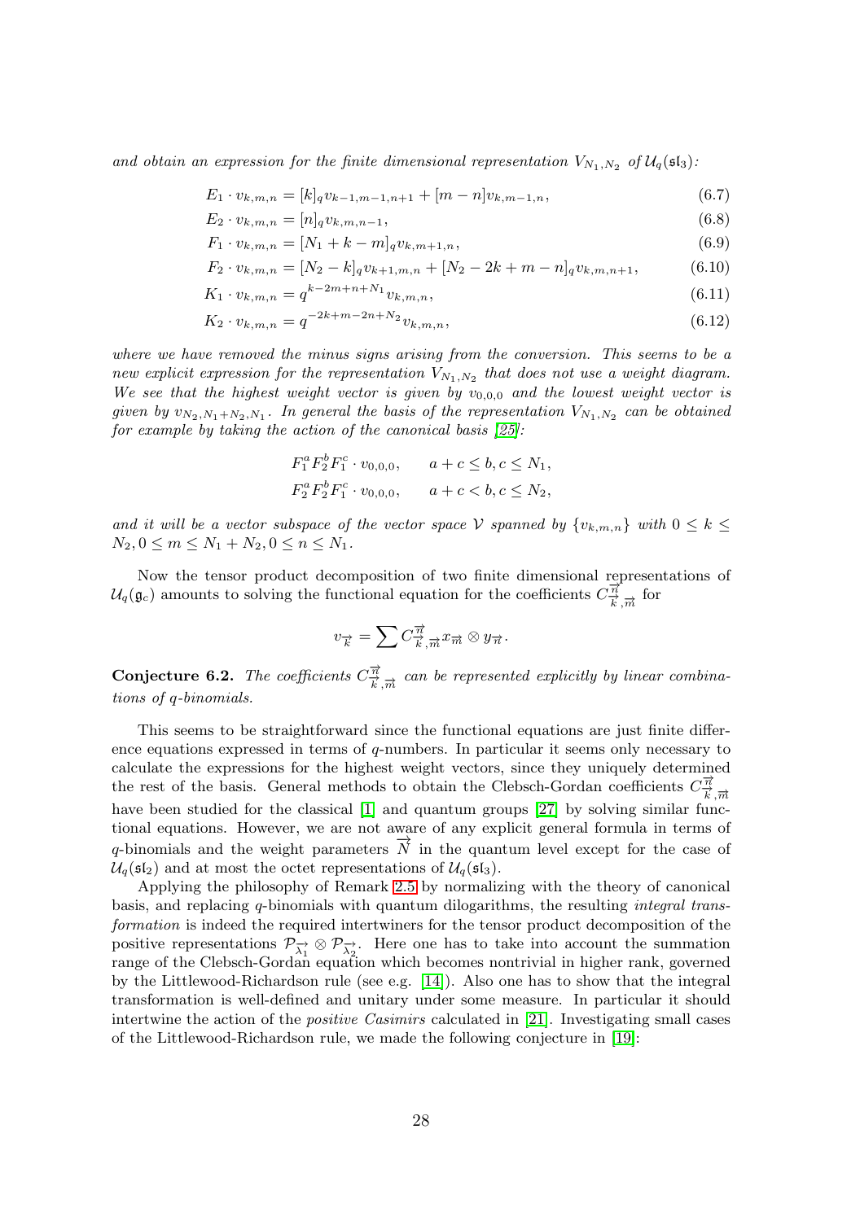*and obtain an expression for the finite dimensional representation $V_{N_1,N_2}$ of $\mathcal{U}_q(\mathfrak{sl}_3)$:*

$$E_1 \cdot v_{k,m,n} = [k]_q v_{k-1,m-1,n+1} + [m-n] v_{k,m-1,n}, \tag{6.7}$$

$$E_2 \cdot v_{k,m,n} = [n]_q v_{k,m,n-1}, \tag{6.8}$$

$$F_1 \cdot v_{k,m,n} = [N_1 + k - m]_q v_{k,m+1,n}, \tag{6.9}$$

$$F_2 \cdot v_{k,m,n} = [N_2 - k]_q v_{k+1,m,n} + [N_2 - 2k + m - n]_q v_{k,m,n+1}, \tag{6.10}$$

$$K_1 \cdot v_{k,m,n} = q^{k-2m+n+N_1} v_{k,m,n}, \tag{6.11}$$

$$K_2 \cdot v_{k,m,n} = q^{-2k+m-2n+N_2} v_{k,m,n}, \tag{6.12}$$

*where we have removed the minus signs arising from the conversion. This seems to be a new explicit expression for the representation $V_{N_1,N_2}$ that does not use a weight diagram. We see that the highest weight vector is given by $v_{0,0,0}$ and the lowest weight vector is given by $v_{N_2,N_1+N_2,N_1}$. In general the basis of the representation $V_{N_1,N_2}$ can be obtained for example by taking the action of the canonical basis [25]:*

$$F_1^a F_2^b F_1^c \cdot v_{0,0,0}, \qquad a + c \leq b, c \leq N_1,$$

$$F_2^a F_2^b F_1^c \cdot v_{0,0,0}, \qquad a + c < b, c \leq N_2,$$

*and it will be a vector subspace of the vector space $\mathcal{V}$ spanned by $\{v_{k,m,n}\}$ with $0 \leq k \leq N_2, 0 \leq m \leq N_1 + N_2, 0 \leq n \leq N_1$.*

Now the tensor product decomposition of two finite dimensional representations of $\mathcal{U}_q(\mathfrak{g}_c)$ amounts to solving the functional equation for the coefficients $C^{\overrightarrow{n}}_{\overrightarrow{k},\overrightarrow{m}}$ for

$$v_{\overrightarrow{k}} = \sum C^{\overrightarrow{n}}_{\overrightarrow{k},\overrightarrow{m}} x_{\overrightarrow{m}} \otimes y_{\overrightarrow{n}}.$$

**Conjecture 6.2.** *The coefficients $C^{\overrightarrow{n}}_{\overrightarrow{k},\overrightarrow{m}}$ can be represented explicitly by linear combinations of $q$-binomials.*

This seems to be straightforward since the functional equations are just finite difference equations expressed in terms of $q$-numbers. In particular it seems only necessary to calculate the expressions for the highest weight vectors, since they uniquely determined the rest of the basis. General methods to obtain the Clebsch-Gordan coefficients $C^{\overrightarrow{n}}_{\overrightarrow{k},\overrightarrow{m}}$ have been studied for the classical [1] and quantum groups [27] by solving similar functional equations. However, we are not aware of any explicit general formula in terms of $q$-binomials and the weight parameters $\overrightarrow{N}$ in the quantum level except for the case of $\mathcal{U}_q(\mathfrak{sl}_2)$ and at most the octet representations of $\mathcal{U}_q(\mathfrak{sl}_3)$.

Applying the philosophy of Remark 2.5 by normalizing with the theory of canonical basis, and replacing $q$-binomials with quantum dilogarithms, the resulting *integral transformation* is indeed the required intertwiners for the tensor product decomposition of the positive representations $\mathcal{P}_{\overrightarrow{\lambda_1}} \otimes \mathcal{P}_{\overrightarrow{\lambda_2}}$. Here one has to take into account the summation range of the Clebsch-Gordan equation which becomes nontrivial in higher rank, governed by the Littlewood-Richardson rule (see e.g. [14]). Also one has to show that the integral transformation is well-defined and unitary under some measure. In particular it should intertwine the action of the *positive Casimirs* calculated in [21]. Investigating small cases of the Littlewood-Richardson rule, we made the following conjecture in [19]: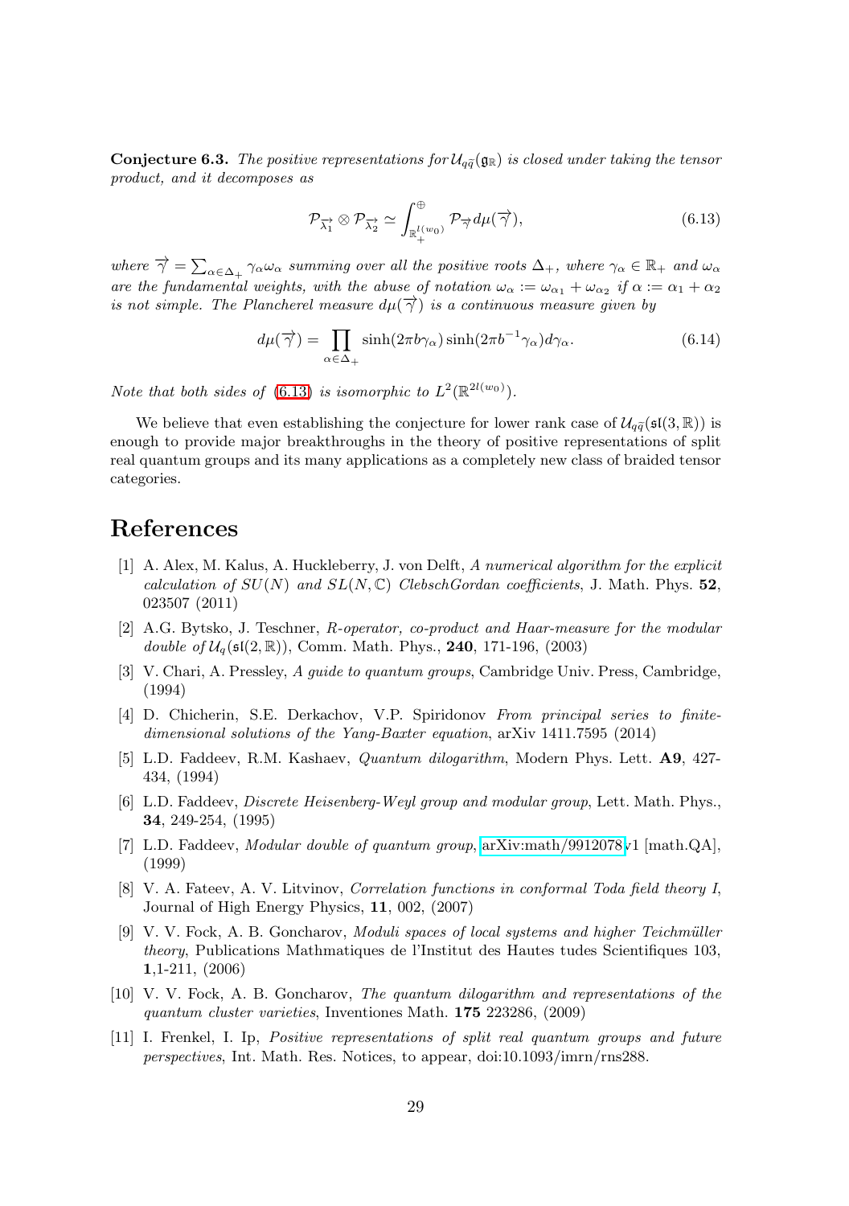**Conjecture 6.3.** *The positive representations for $\mathcal{U}_{q\widetilde{q}}(\mathfrak{g}_\mathbb{R})$ is closed under taking the tensor product, and it decomposes as*

$$\mathcal{P}_{\overrightarrow{\lambda_1}} \otimes \mathcal{P}_{\overrightarrow{\lambda_2}} \simeq \int_{\mathbb{R}_+^{l(w_0)}}^{\oplus} \mathcal{P}_{\overrightarrow{\gamma}} d\mu(\overrightarrow{\gamma}), \tag{6.13}$$

*where $\overrightarrow{\gamma} = \sum_{\alpha\in\Delta_+} \gamma_\alpha \omega_\alpha$ summing over all the positive roots $\Delta_+$, where $\gamma_\alpha \in \mathbb{R}_+$ and $\omega_\alpha$ are the fundamental weights, with the abuse of notation $\omega_\alpha := \omega_{\alpha_1} + \omega_{\alpha_2}$ if $\alpha := \alpha_1 + \alpha_2$ is not simple. The Plancherel measure $d\mu(\overrightarrow{\gamma})$ is a continuous measure given by*

$$d\mu(\overrightarrow{\gamma}) = \prod_{\alpha\in\Delta_+} \sinh(2\pi b\gamma_\alpha)\sinh(2\pi b^{-1}\gamma_\alpha)d\gamma_\alpha. \tag{6.14}$$

*Note that both sides of (6.13) is isomorphic to $L^2(\mathbb{R}^{2l(w_0)})$.*

We believe that even establishing the conjecture for lower rank case of $\mathcal{U}_{q\widetilde{q}}(\mathfrak{sl}(3,\mathbb{R}))$ is enough to provide major breakthroughs in the theory of positive representations of split real quantum groups and its many applications as a completely new class of braided tensor categories.

# References

[1] A. Alex, M. Kalus, A. Huckleberry, J. von Delft, *A numerical algorithm for the explicit calculation of $SU(N)$ and $SL(N,\mathbb{C})$ ClebschGordan coefficients*, J. Math. Phys. **52**, 023507 (2011)

[2] A.G. Bytsko, J. Teschner, *R-operator, co-product and Haar-measure for the modular double of $\mathcal{U}_q(\mathfrak{sl}(2,\mathbb{R}))$*, Comm. Math. Phys., **240**, 171-196, (2003)

[3] V. Chari, A. Pressley, *A guide to quantum groups*, Cambridge Univ. Press, Cambridge, (1994)

[4] D. Chicherin, S.E. Derkachov, V.P. Spiridonov *From principal series to finite-dimensional solutions of the Yang-Baxter equation*, arXiv 1411.7595 (2014)

[5] L.D. Faddeev, R.M. Kashaev, *Quantum dilogarithm*, Modern Phys. Lett. **A9**, 427-434, (1994)

[6] L.D. Faddeev, *Discrete Heisenberg-Weyl group and modular group*, Lett. Math. Phys., **34**, 249-254, (1995)

[7] L.D. Faddeev, *Modular double of quantum group*, arXiv:math/9912078v1 [math.QA], (1999)

[8] V. A. Fateev, A. V. Litvinov, *Correlation functions in conformal Toda field theory I*, Journal of High Energy Physics, **11**, 002, (2007)

[9] V. V. Fock, A. B. Goncharov, *Moduli spaces of local systems and higher Teichmüller theory*, Publications Mathmatiques de l'Institut des Hautes tudes Scientifiques 103, **1**,1-211, (2006)

[10] V. V. Fock, A. B. Goncharov, *The quantum dilogarithm and representations of the quantum cluster varieties*, Inventiones Math. **175** 223286, (2009)

[11] I. Frenkel, I. Ip, *Positive representations of split real quantum groups and future perspectives*, Int. Math. Res. Notices, to appear, doi:10.1093/imrn/rns288.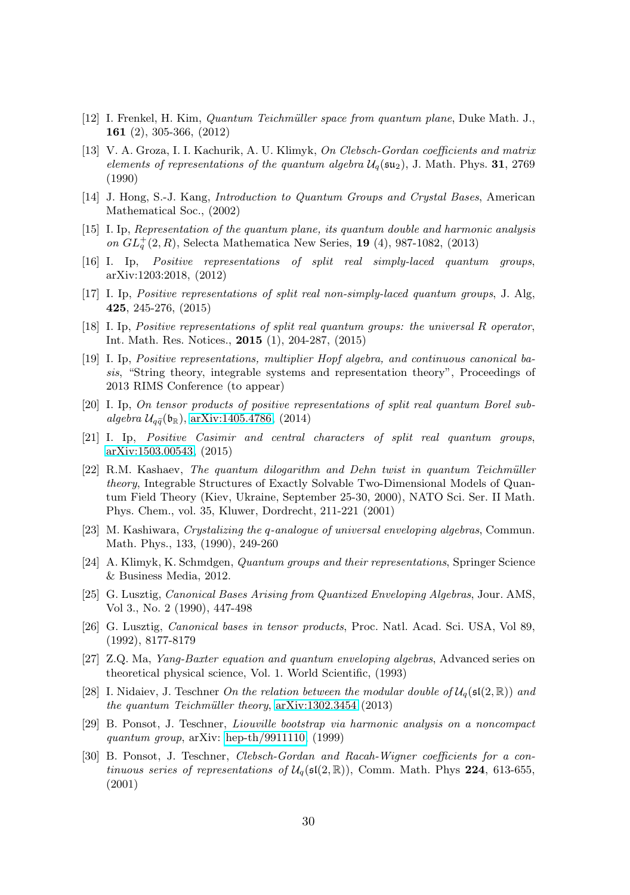[12] I. Frenkel, H. Kim, *Quantum Teichmüller space from quantum plane*, Duke Math. J., **161** (2), 305-366, (2012)

[13] V. A. Groza, I. I. Kachurik, A. U. Klimyk, *On Clebsch-Gordan coefficients and matrix elements of representations of the quantum algebra $\mathcal{U}_q(\mathfrak{su}_2)$*, J. Math. Phys. **31**, 2769 (1990)

[14] J. Hong, S.-J. Kang, *Introduction to Quantum Groups and Crystal Bases*, American Mathematical Soc., (2002)

[15] I. Ip, *Representation of the quantum plane, its quantum double and harmonic analysis on $GL_q^+(2,R)$*, Selecta Mathematica New Series, **19** (4), 987-1082, (2013)

[16] I. Ip, *Positive representations of split real simply-laced quantum groups*, arXiv:1203:2018, (2012)

[17] I. Ip, *Positive representations of split real non-simply-laced quantum groups*, J. Alg, **425**, 245-276, (2015)

[18] I. Ip, *Positive representations of split real quantum groups: the universal R operator*, Int. Math. Res. Notices., **2015** (1), 204-287, (2015)

[19] I. Ip, *Positive representations, multiplier Hopf algebra, and continuous canonical basis*, "String theory, integrable systems and representation theory", Proceedings of 2013 RIMS Conference (to appear)

[20] I. Ip, *On tensor products of positive representations of split real quantum Borel subalgebra $\mathcal{U}_{q\tilde{q}}(\mathfrak{b}_\mathbb{R})$*, arXiv:1405.4786, (2014)

[21] I. Ip, *Positive Casimir and central characters of split real quantum groups*, arXiv:1503.00543, (2015)

[22] R.M. Kashaev, *The quantum dilogarithm and Dehn twist in quantum Teichmüller theory*, Integrable Structures of Exactly Solvable Two-Dimensional Models of Quantum Field Theory (Kiev, Ukraine, September 25-30, 2000), NATO Sci. Ser. II Math. Phys. Chem., vol. 35, Kluwer, Dordrecht, 211-221 (2001)

[23] M. Kashiwara, *Crystalizing the q-analogue of universal enveloping algebras*, Commun. Math. Phys., 133, (1990), 249-260

[24] A. Klimyk, K. Schmdgen, *Quantum groups and their representations*, Springer Science & Business Media, 2012.

[25] G. Lusztig, *Canonical Bases Arising from Quantized Enveloping Algebras*, Jour. AMS, Vol 3., No. 2 (1990), 447-498

[26] G. Lusztig, *Canonical bases in tensor products*, Proc. Natl. Acad. Sci. USA, Vol 89, (1992), 8177-8179

[27] Z.Q. Ma, *Yang-Baxter equation and quantum enveloping algebras*, Advanced series on theoretical physical science, Vol. 1. World Scientific, (1993)

[28] I. Nidaiev, J. Teschner *On the relation between the modular double of $\mathcal{U}_q(\mathfrak{sl}(2,\mathbb{R}))$ and the quantum Teichmüller theory*, arXiv:1302.3454 (2013)

[29] B. Ponsot, J. Teschner, *Liouville bootstrap via harmonic analysis on a noncompact quantum group*, arXiv: hep-th/9911110, (1999)

[30] B. Ponsot, J. Teschner, *Clebsch-Gordan and Racah-Wigner coefficients for a continuous series of representations of $\mathcal{U}_q(\mathfrak{sl}(2,\mathbb{R}))$*, Comm. Math. Phys **224**, 613-655, (2001)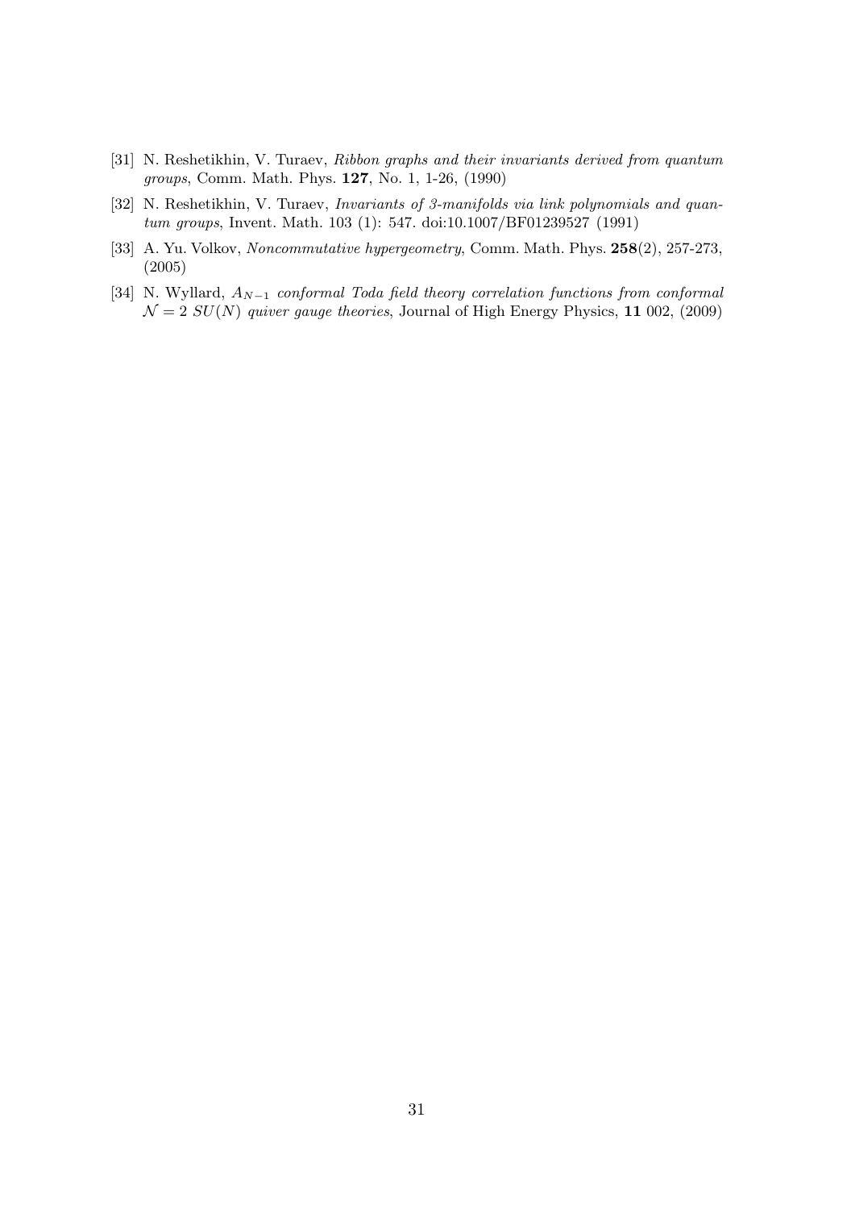[31] N. Reshetikhin, V. Turaev, *Ribbon graphs and their invariants derived from quantum groups*, Comm. Math. Phys. **127**, No. 1, 1-26, (1990)

[32] N. Reshetikhin, V. Turaev, *Invariants of 3-manifolds via link polynomials and quantum groups*, Invent. Math. 103 (1): 547. doi:10.1007/BF01239527 (1991)

[33] A. Yu. Volkov, *Noncommutative hypergeometry*, Comm. Math. Phys. **258**(2), 257-273, (2005)

[34] N. Wyllard, *$A_{N-1}$ conformal Toda field theory correlation functions from conformal $\mathcal{N}=2$ $SU(N)$ quiver gauge theories*, Journal of High Energy Physics, **11** 002, (2009)